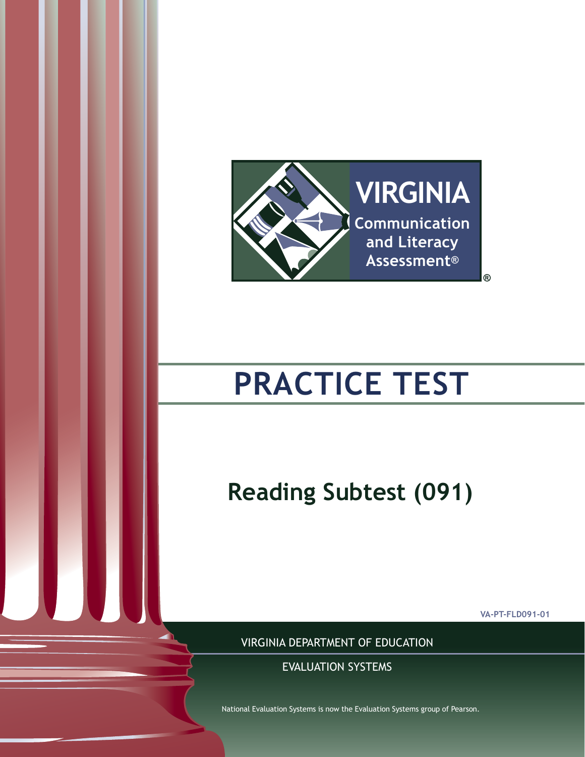**VIRGINIA**

**Communication and Literacy Assessment®**

# PRACTICE TEST

## Reading Subtest (091)

VA-PT-FLD091-01

VIRGINIA DEPARTMENT OF EDUCATION

EVALUATION SYSTEMS

National Evaluation Systems is now the Evaluation Systems group of Pearson.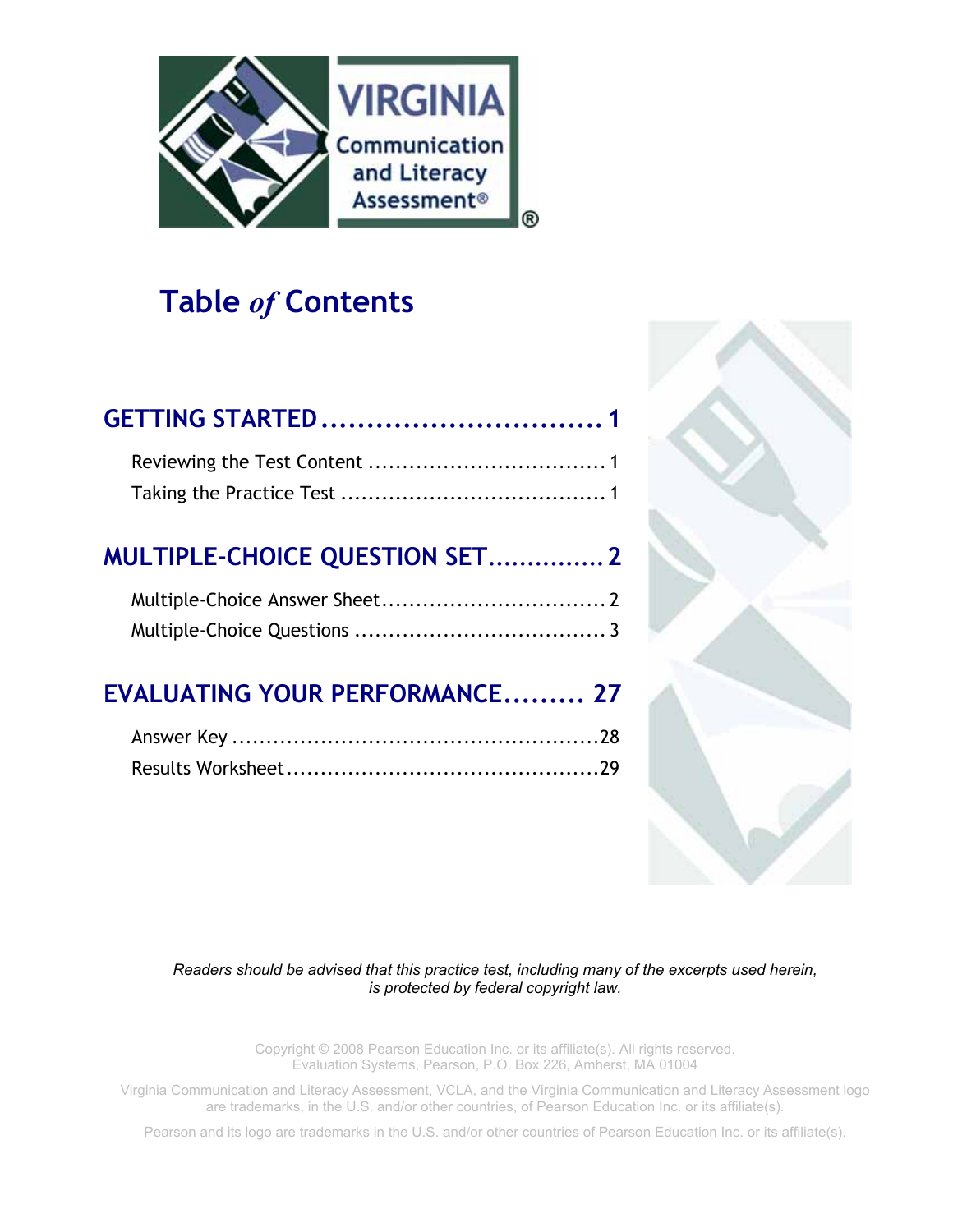# Table *of* Contents

## GETTING STARTED ................................ 1

Reviewing the Test Content .................................. 1

Taking the Practice Test ....................................... 1

## MULTIPLE-CHOICE QUESTION SET............... 2

Multiple-Choice Answer Sheet................................ 2

Multiple-Choice Questions ..................................... 3

## EVALUATING YOUR PERFORMANCE......... 27

Answer Key .....................................................28

Results Worksheet.............................................29

*Readers should be advised that this practice test, including many of the excerpts used herein, is protected by federal copyright law.*

Copyright © 2008 Pearson Education Inc. or its affiliate(s). All rights reserved.
Evaluation Systems, Pearson, P.O. Box 226, Amherst, MA 01004

Virginia Communication and Literacy Assessment, VCLA, and the Virginia Communication and Literacy Assessment logo are trademarks, in the U.S. and/or other countries, of Pearson Education Inc. or its affiliate(s).

Pearson and its logo are trademarks in the U.S. and/or other countries of Pearson Education Inc. or its affiliate(s).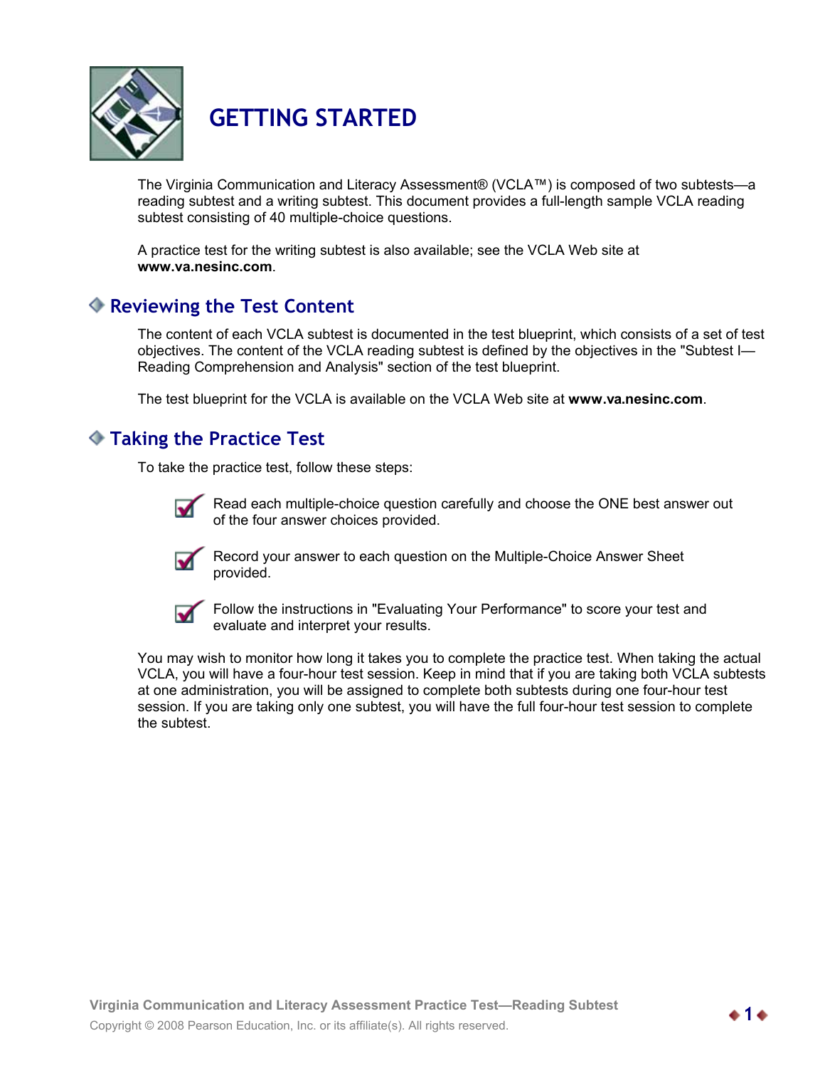# GETTING STARTED

The Virginia Communication and Literacy Assessment® (VCLA™) is composed of two subtests—a reading subtest and a writing subtest. This document provides a full-length sample VCLA reading subtest consisting of 40 multiple-choice questions.

A practice test for the writing subtest is also available; see the VCLA Web site at **www.va.nesinc.com**.

## Reviewing the Test Content

The content of each VCLA subtest is documented in the test blueprint, which consists of a set of test objectives. The content of the VCLA reading subtest is defined by the objectives in the "Subtest I—Reading Comprehension and Analysis" section of the test blueprint.

The test blueprint for the VCLA is available on the VCLA Web site at **www.va.nesinc.com**.

## Taking the Practice Test

To take the practice test, follow these steps:

- Read each multiple-choice question carefully and choose the ONE best answer out of the four answer choices provided.
- Record your answer to each question on the Multiple-Choice Answer Sheet provided.
- Follow the instructions in "Evaluating Your Performance" to score your test and evaluate and interpret your results.

You may wish to monitor how long it takes you to complete the practice test. When taking the actual VCLA, you will have a four-hour test session. Keep in mind that if you are taking both VCLA subtests at one administration, you will be assigned to complete both subtests during one four-hour test session. If you are taking only one subtest, you will have the full four-hour test session to complete the subtest.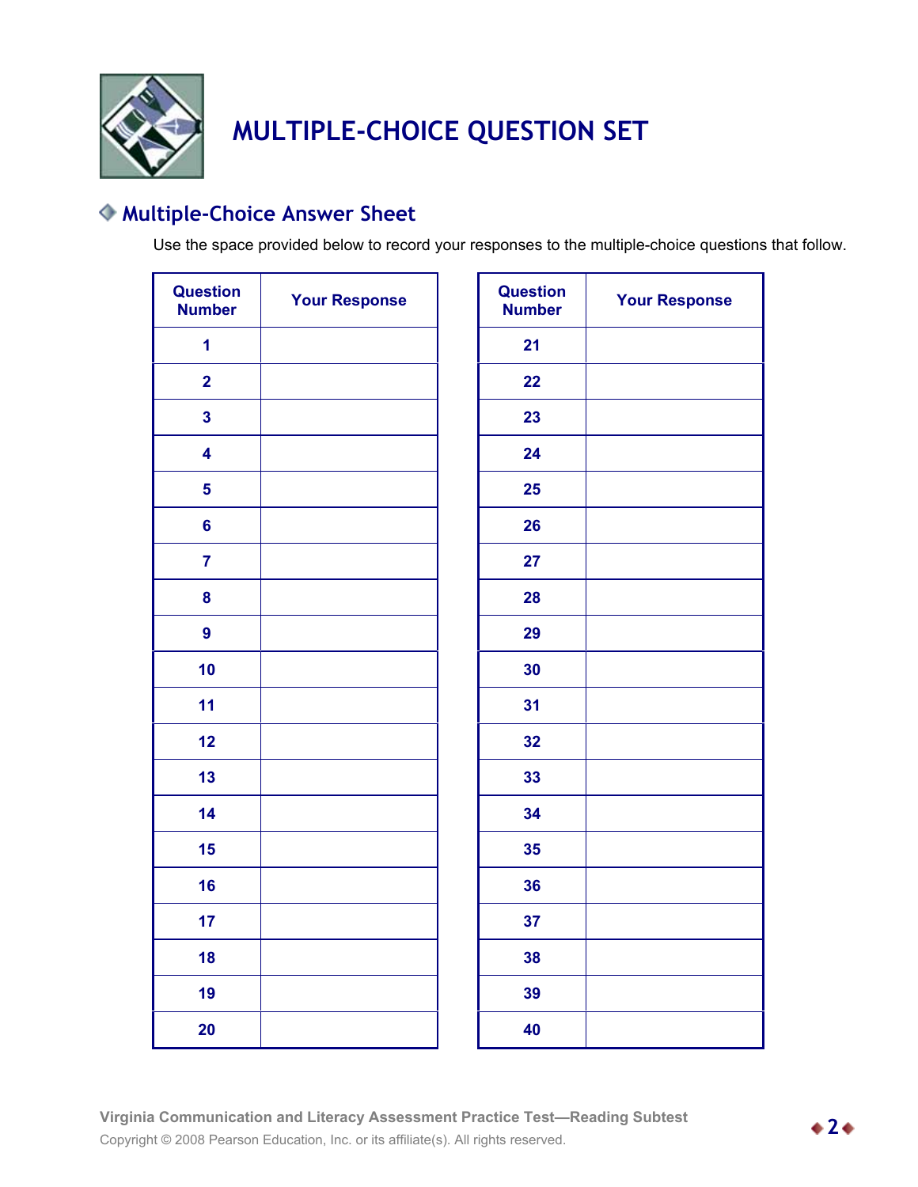# MULTIPLE-CHOICE QUESTION SET

## Multiple-Choice Answer Sheet

Use the space provided below to record your responses to the multiple-choice questions that follow.

| Question Number | Your Response |
|---|---|
| 1 | |
| 2 | |
| 3 | |
| 4 | |
| 5 | |
| 6 | |
| 7 | |
| 8 | |
| 9 | |
| 10 | |
| 11 | |
| 12 | |
| 13 | |
| 14 | |
| 15 | |
| 16 | |
| 17 | |
| 18 | |
| 19 | |
| 20 | |

| Question Number | Your Response |
|---|---|
| 21 | |
| 22 | |
| 23 | |
| 24 | |
| 25 | |
| 26 | |
| 27 | |
| 28 | |
| 29 | |
| 30 | |
| 31 | |
| 32 | |
| 33 | |
| 34 | |
| 35 | |
| 36 | |
| 37 | |
| 38 | |
| 39 | |
| 40 | |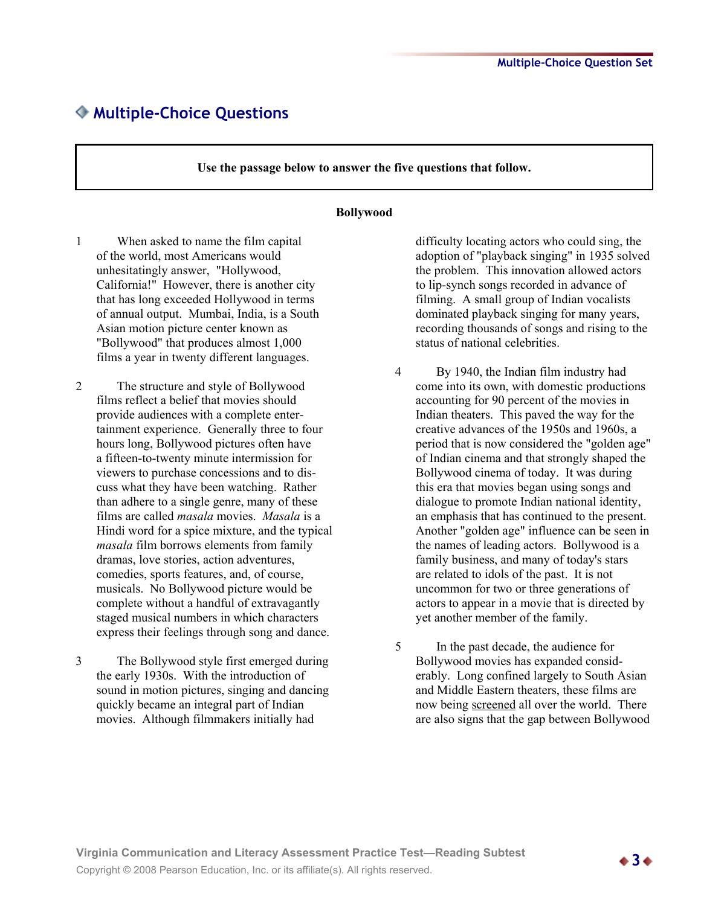## Multiple-Choice Questions

**Use the passage below to answer the five questions that follow.**

**Bollywood**

1 When asked to name the film capital of the world, most Americans would unhesitatingly answer, "Hollywood, California!" However, there is another city that has long exceeded Hollywood in terms of annual output. Mumbai, India, is a South Asian motion picture center known as "Bollywood" that produces almost 1,000 films a year in twenty different languages.

2 The structure and style of Bollywood films reflect a belief that movies should provide audiences with a complete entertainment experience. Generally three to four hours long, Bollywood pictures often have a fifteen-to-twenty minute intermission for viewers to purchase concessions and to discuss what they have been watching. Rather than adhere to a single genre, many of these films are called *masala* movies. *Masala* is a Hindi word for a spice mixture, and the typical *masala* film borrows elements from family dramas, love stories, action adventures, comedies, sports features, and, of course, musicals. No Bollywood picture would be complete without a handful of extravagantly staged musical numbers in which characters express their feelings through song and dance.

3 The Bollywood style first emerged during the early 1930s. With the introduction of sound in motion pictures, singing and dancing quickly became an integral part of Indian movies. Although filmmakers initially had difficulty locating actors who could sing, the adoption of "playback singing" in 1935 solved the problem. This innovation allowed actors to lip-synch songs recorded in advance of filming. A small group of Indian vocalists dominated playback singing for many years, recording thousands of songs and rising to the status of national celebrities.

4 By 1940, the Indian film industry had come into its own, with domestic productions accounting for 90 percent of the movies in Indian theaters. This paved the way for the creative advances of the 1950s and 1960s, a period that is now considered the "golden age" of Indian cinema and that strongly shaped the Bollywood cinema of today. It was during this era that movies began using songs and dialogue to promote Indian national identity, an emphasis that has continued to the present. Another "golden age" influence can be seen in the names of leading actors. Bollywood is a family business, and many of today's stars are related to idols of the past. It is not uncommon for two or three generations of actors to appear in a movie that is directed by yet another member of the family.

5 In the past decade, the audience for Bollywood movies has expanded considerably. Long confined largely to South Asian and Middle Eastern theaters, these films are now being <u>screened</u> all over the world. There are also signs that the gap between Bollywood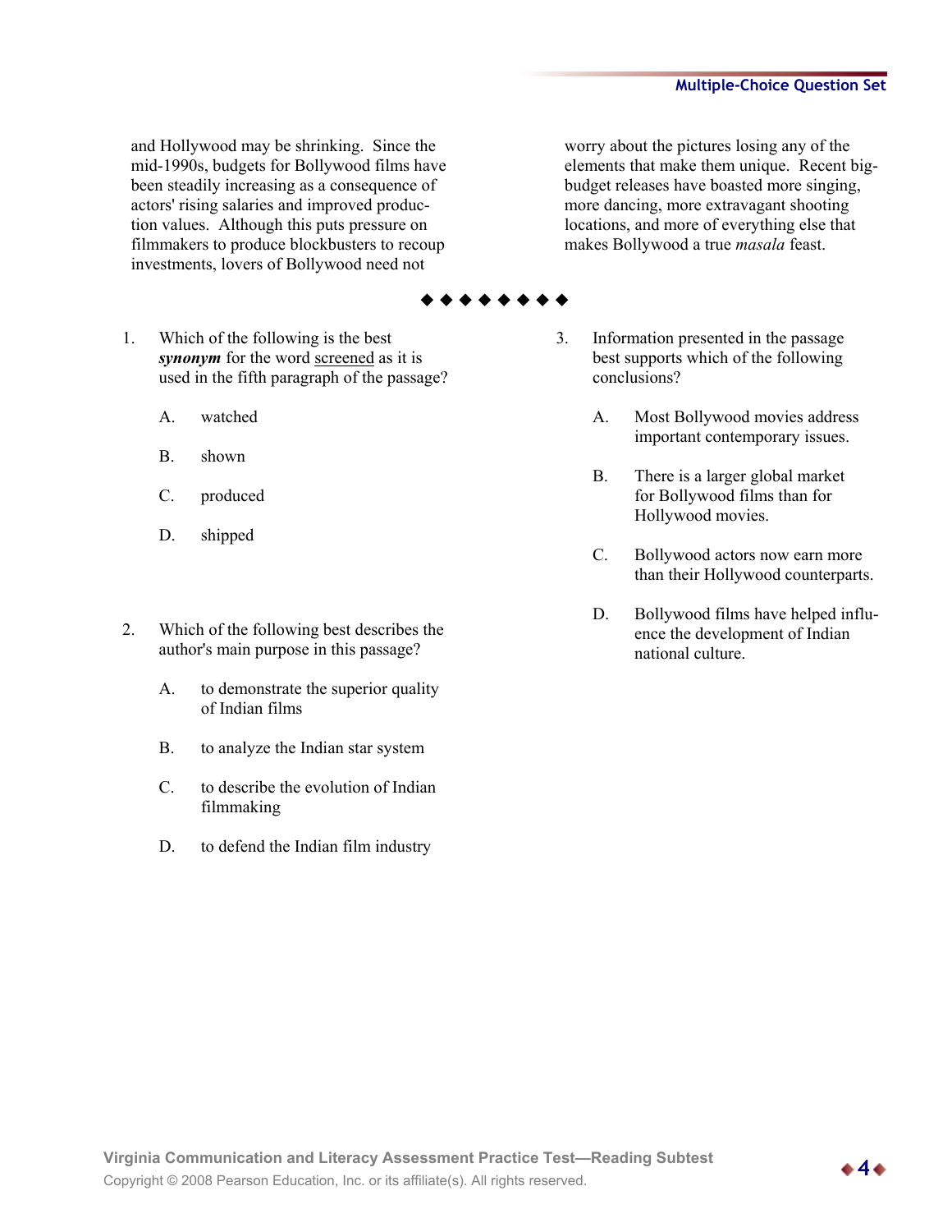and Hollywood may be shrinking. Since the mid-1990s, budgets for Bollywood films have been steadily increasing as a consequence of actors' rising salaries and improved production values. Although this puts pressure on filmmakers to produce blockbusters to recoup investments, lovers of Bollywood need not worry about the pictures losing any of the elements that make them unique. Recent big-budget releases have boasted more singing, more dancing, more extravagant shooting locations, and more of everything else that makes Bollywood a true *masala* feast.

◆◆◆◆◆◆◆◆

1. Which of the following is the best ***synonym*** for the word screened as it is used in the fifth paragraph of the passage?

   A. watched

   B. shown

   C. produced

   D. shipped

2. Which of the following best describes the author's main purpose in this passage?

   A. to demonstrate the superior quality of Indian films

   B. to analyze the Indian star system

   C. to describe the evolution of Indian filmmaking

   D. to defend the Indian film industry

3. Information presented in the passage best supports which of the following conclusions?

   A. Most Bollywood movies address important contemporary issues.

   B. There is a larger global market for Bollywood films than for Hollywood movies.

   C. Bollywood actors now earn more than their Hollywood counterparts.

   D. Bollywood films have helped influence the development of Indian national culture.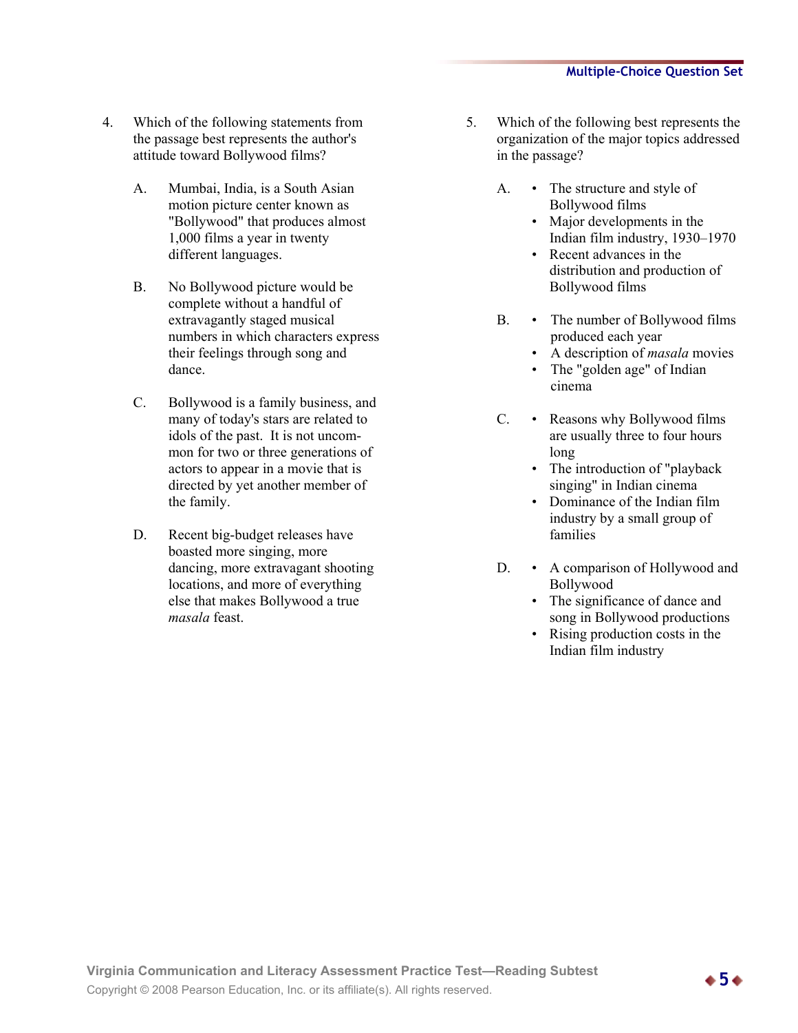4. Which of the following statements from the passage best represents the author's attitude toward Bollywood films?

   A. Mumbai, India, is a South Asian motion picture center known as "Bollywood" that produces almost 1,000 films a year in twenty different languages.

   B. No Bollywood picture would be complete without a handful of extravagantly staged musical numbers in which characters express their feelings through song and dance.

   C. Bollywood is a family business, and many of today's stars are related to idols of the past. It is not uncommon for two or three generations of actors to appear in a movie that is directed by yet another member of the family.

   D. Recent big-budget releases have boasted more singing, more dancing, more extravagant shooting locations, and more of everything else that makes Bollywood a true *masala* feast.

5. Which of the following best represents the organization of the major topics addressed in the passage?

   A.
   - The structure and style of Bollywood films
   - Major developments in the Indian film industry, 1930–1970
   - Recent advances in the distribution and production of Bollywood films

   B.
   - The number of Bollywood films produced each year
   - A description of *masala* movies
   - The "golden age" of Indian cinema

   C.
   - Reasons why Bollywood films are usually three to four hours long
   - The introduction of "playback singing" in Indian cinema
   - Dominance of the Indian film industry by a small group of families

   D.
   - A comparison of Hollywood and Bollywood
   - The significance of dance and song in Bollywood productions
   - Rising production costs in the Indian film industry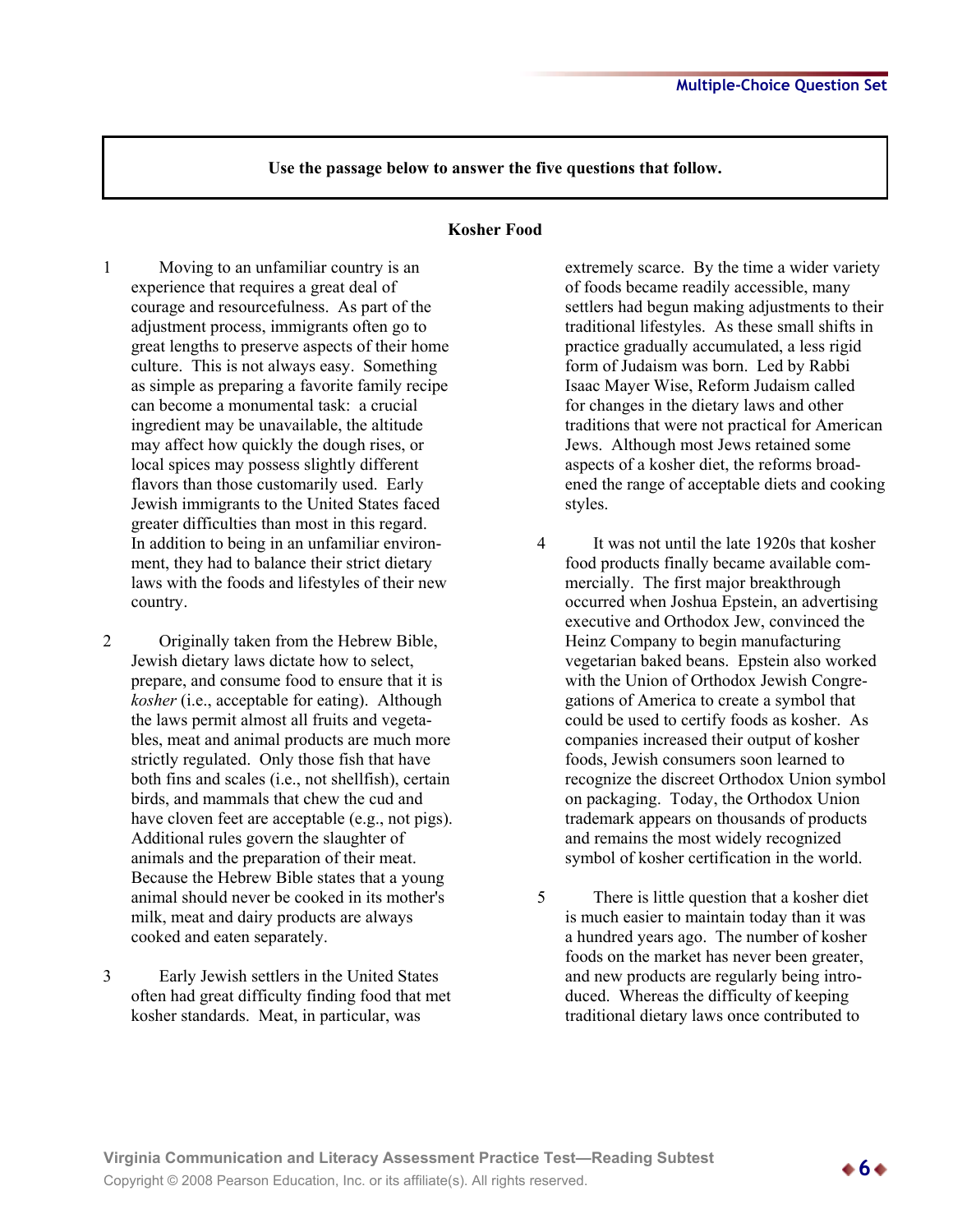**Use the passage below to answer the five questions that follow.**

## Kosher Food

1 Moving to an unfamiliar country is an experience that requires a great deal of courage and resourcefulness. As part of the adjustment process, immigrants often go to great lengths to preserve aspects of their home culture. This is not always easy. Something as simple as preparing a favorite family recipe can become a monumental task: a crucial ingredient may be unavailable, the altitude may affect how quickly the dough rises, or local spices may possess slightly different flavors than those customarily used. Early Jewish immigrants to the United States faced greater difficulties than most in this regard. In addition to being in an unfamiliar environment, they had to balance their strict dietary laws with the foods and lifestyles of their new country.

2 Originally taken from the Hebrew Bible, Jewish dietary laws dictate how to select, prepare, and consume food to ensure that it is *kosher* (i.e., acceptable for eating). Although the laws permit almost all fruits and vegetables, meat and animal products are much more strictly regulated. Only those fish that have both fins and scales (i.e., not shellfish), certain birds, and mammals that chew the cud and have cloven feet are acceptable (e.g., not pigs). Additional rules govern the slaughter of animals and the preparation of their meat. Because the Hebrew Bible states that a young animal should never be cooked in its mother's milk, meat and dairy products are always cooked and eaten separately.

3 Early Jewish settlers in the United States often had great difficulty finding food that met kosher standards. Meat, in particular, was extremely scarce. By the time a wider variety of foods became readily accessible, many settlers had begun making adjustments to their traditional lifestyles. As these small shifts in practice gradually accumulated, a less rigid form of Judaism was born. Led by Rabbi Isaac Mayer Wise, Reform Judaism called for changes in the dietary laws and other traditions that were not practical for American Jews. Although most Jews retained some aspects of a kosher diet, the reforms broadened the range of acceptable diets and cooking styles.

4 It was not until the late 1920s that kosher food products finally became available commercially. The first major breakthrough occurred when Joshua Epstein, an advertising executive and Orthodox Jew, convinced the Heinz Company to begin manufacturing vegetarian baked beans. Epstein also worked with the Union of Orthodox Jewish Congregations of America to create a symbol that could be used to certify foods as kosher. As companies increased their output of kosher foods, Jewish consumers soon learned to recognize the discreet Orthodox Union symbol on packaging. Today, the Orthodox Union trademark appears on thousands of products and remains the most widely recognized symbol of kosher certification in the world.

5 There is little question that a kosher diet is much easier to maintain today than it was a hundred years ago. The number of kosher foods on the market has never been greater, and new products are regularly being introduced. Whereas the difficulty of keeping traditional dietary laws once contributed to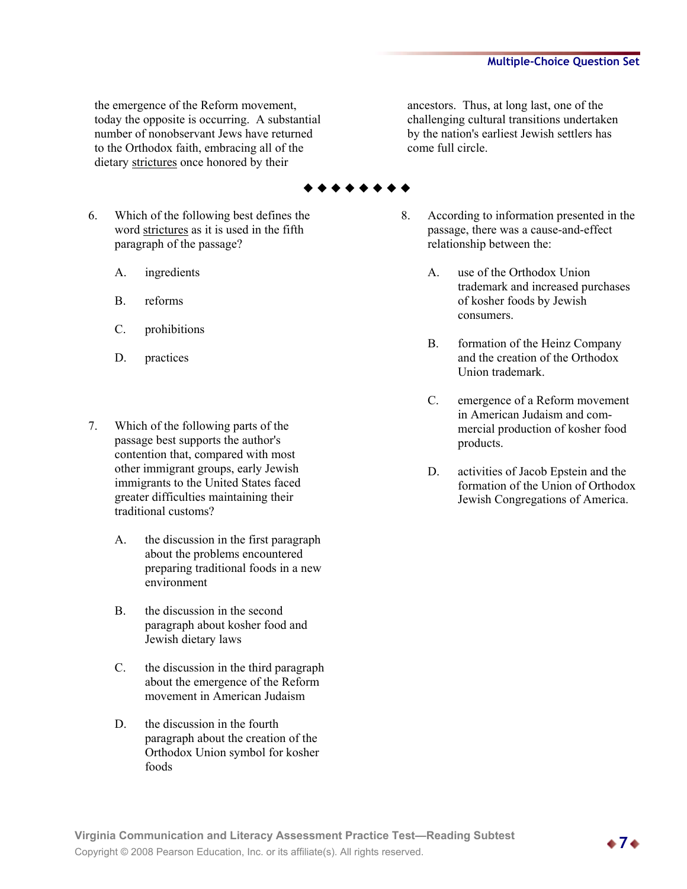the emergence of the Reform movement, today the opposite is occurring. A substantial number of nonobservant Jews have returned to the Orthodox faith, embracing all of the dietary strictures once honored by their ancestors. Thus, at long last, one of the challenging cultural transitions undertaken by the nation's earliest Jewish settlers has come full circle.

◆◆◆◆◆◆◆◆

6. Which of the following best defines the word strictures as it is used in the fifth paragraph of the passage?

   A. ingredients

   B. reforms

   C. prohibitions

   D. practices

7. Which of the following parts of the passage best supports the author's contention that, compared with most other immigrant groups, early Jewish immigrants to the United States faced greater difficulties maintaining their traditional customs?

   A. the discussion in the first paragraph about the problems encountered preparing traditional foods in a new environment

   B. the discussion in the second paragraph about kosher food and Jewish dietary laws

   C. the discussion in the third paragraph about the emergence of the Reform movement in American Judaism

   D. the discussion in the fourth paragraph about the creation of the Orthodox Union symbol for kosher foods

8. According to information presented in the passage, there was a cause-and-effect relationship between the:

   A. use of the Orthodox Union trademark and increased purchases of kosher foods by Jewish consumers.

   B. formation of the Heinz Company and the creation of the Orthodox Union trademark.

   C. emergence of a Reform movement in American Judaism and commercial production of kosher food products.

   D. activities of Jacob Epstein and the formation of the Union of Orthodox Jewish Congregations of America.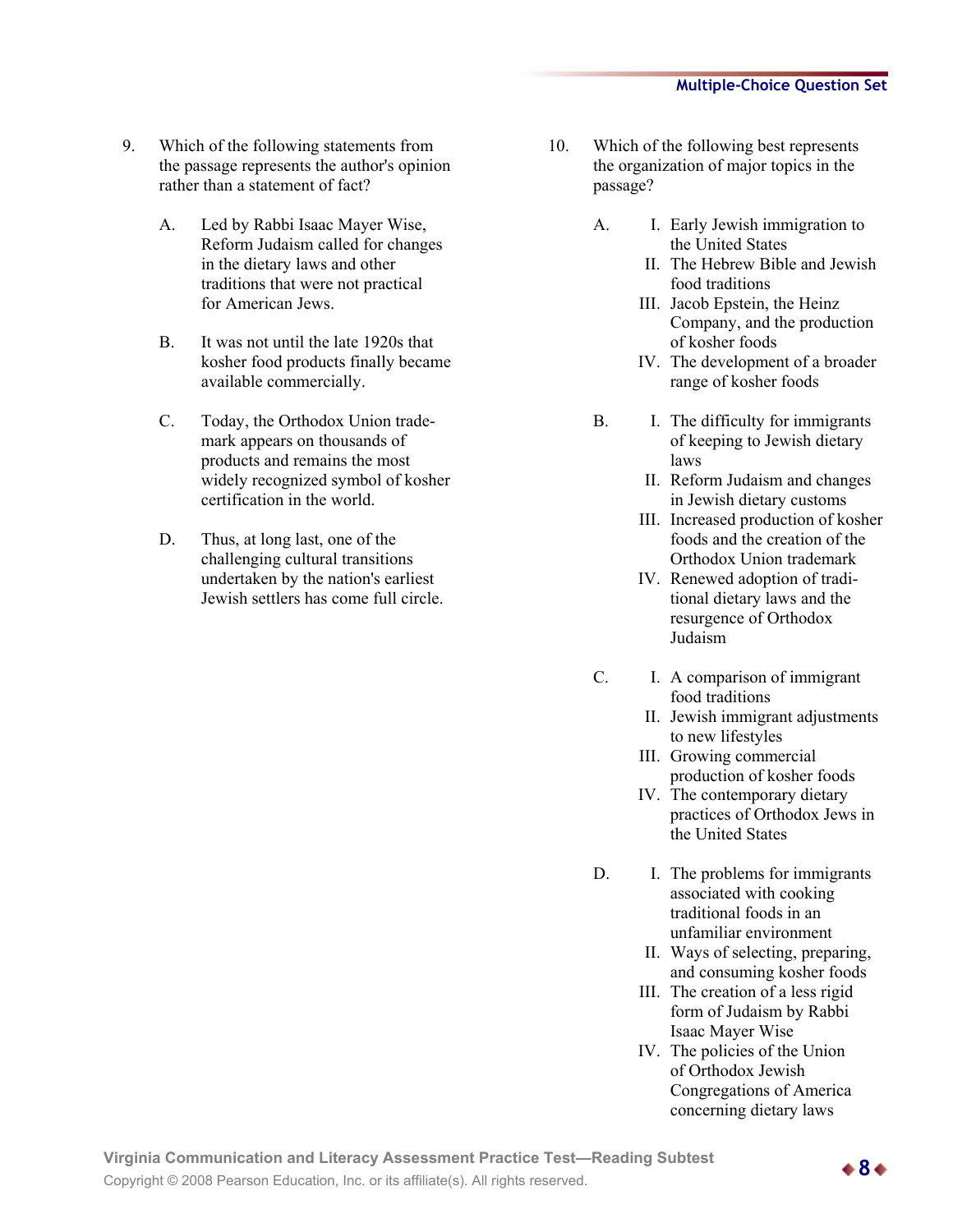9. Which of the following statements from the passage represents the author's opinion rather than a statement of fact?

   A. Led by Rabbi Isaac Mayer Wise, Reform Judaism called for changes in the dietary laws and other traditions that were not practical for American Jews.

   B. It was not until the late 1920s that kosher food products finally became available commercially.

   C. Today, the Orthodox Union trade-mark appears on thousands of products and remains the most widely recognized symbol of kosher certification in the world.

   D. Thus, at long last, one of the challenging cultural transitions undertaken by the nation's earliest Jewish settlers has come full circle.

10. Which of the following best represents the organization of major topics in the passage?

    A.
    - I. Early Jewish immigration to the United States
    - II. The Hebrew Bible and Jewish food traditions
    - III. Jacob Epstein, the Heinz Company, and the production of kosher foods
    - IV. The development of a broader range of kosher foods

    B.
    - I. The difficulty for immigrants of keeping to Jewish dietary laws
    - II. Reform Judaism and changes in Jewish dietary customs
    - III. Increased production of kosher foods and the creation of the Orthodox Union trademark
    - IV. Renewed adoption of traditional dietary laws and the resurgence of Orthodox Judaism

    C.
    - I. A comparison of immigrant food traditions
    - II. Jewish immigrant adjustments to new lifestyles
    - III. Growing commercial production of kosher foods
    - IV. The contemporary dietary practices of Orthodox Jews in the United States

    D.
    - I. The problems for immigrants associated with cooking traditional foods in an unfamiliar environment
    - II. Ways of selecting, preparing, and consuming kosher foods
    - III. The creation of a less rigid form of Judaism by Rabbi Isaac Mayer Wise
    - IV. The policies of the Union of Orthodox Jewish Congregations of America concerning dietary laws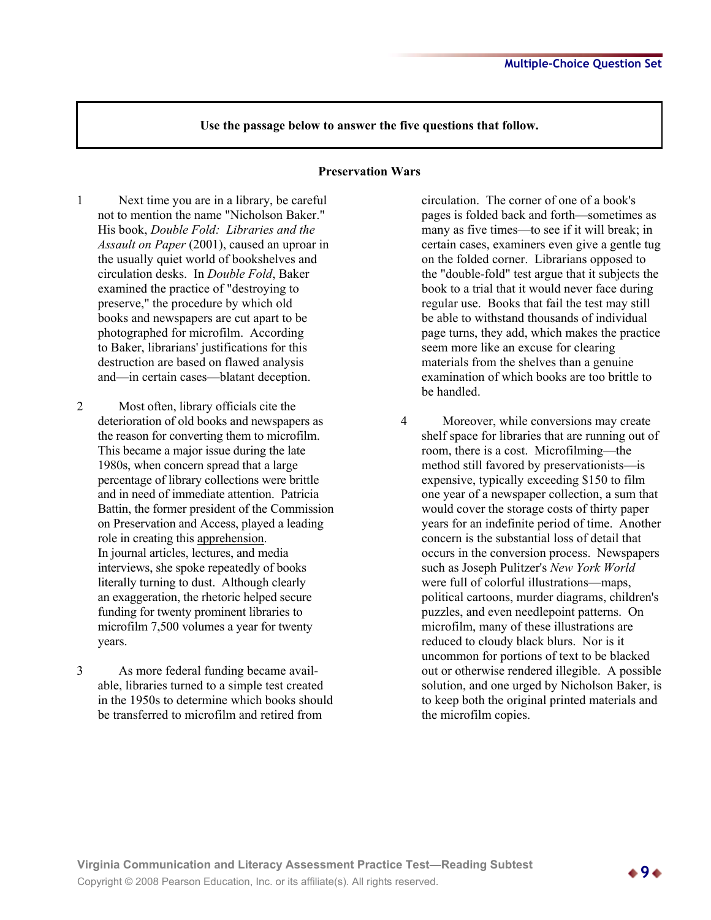**Use the passage below to answer the five questions that follow.**

## Preservation Wars

1 Next time you are in a library, be careful not to mention the name "Nicholson Baker." His book, *Double Fold: Libraries and the Assault on Paper* (2001), caused an uproar in the usually quiet world of bookshelves and circulation desks. In *Double Fold*, Baker examined the practice of "destroying to preserve," the procedure by which old books and newspapers are cut apart to be photographed for microfilm. According to Baker, librarians' justifications for this destruction are based on flawed analysis and—in certain cases—blatant deception.

2 Most often, library officials cite the deterioration of old books and newspapers as the reason for converting them to microfilm. This became a major issue during the late 1980s, when concern spread that a large percentage of library collections were brittle and in need of immediate attention. Patricia Battin, the former president of the Commission on Preservation and Access, played a leading role in creating this <u>apprehension</u>. In journal articles, lectures, and media interviews, she spoke repeatedly of books literally turning to dust. Although clearly an exaggeration, the rhetoric helped secure funding for twenty prominent libraries to microfilm 7,500 volumes a year for twenty years.

3 As more federal funding became available, libraries turned to a simple test created in the 1950s to determine which books should be transferred to microfilm and retired from circulation. The corner of one of a book's pages is folded back and forth—sometimes as many as five times—to see if it will break; in certain cases, examiners even give a gentle tug on the folded corner. Librarians opposed to the "double-fold" test argue that it subjects the book to a trial that it would never face during regular use. Books that fail the test may still be able to withstand thousands of individual page turns, they add, which makes the practice seem more like an excuse for clearing materials from the shelves than a genuine examination of which books are too brittle to be handled.

4 Moreover, while conversions may create shelf space for libraries that are running out of room, there is a cost. Microfilming—the method still favored by preservationists—is expensive, typically exceeding $150 to film one year of a newspaper collection, a sum that would cover the storage costs of thirty paper years for an indefinite period of time. Another concern is the substantial loss of detail that occurs in the conversion process. Newspapers such as Joseph Pulitzer's *New York World* were full of colorful illustrations—maps, political cartoons, murder diagrams, children's puzzles, and even needlepoint patterns. On microfilm, many of these illustrations are reduced to cloudy black blurs. Nor is it uncommon for portions of text to be blacked out or otherwise rendered illegible. A possible solution, and one urged by Nicholson Baker, is to keep both the original printed materials and the microfilm copies.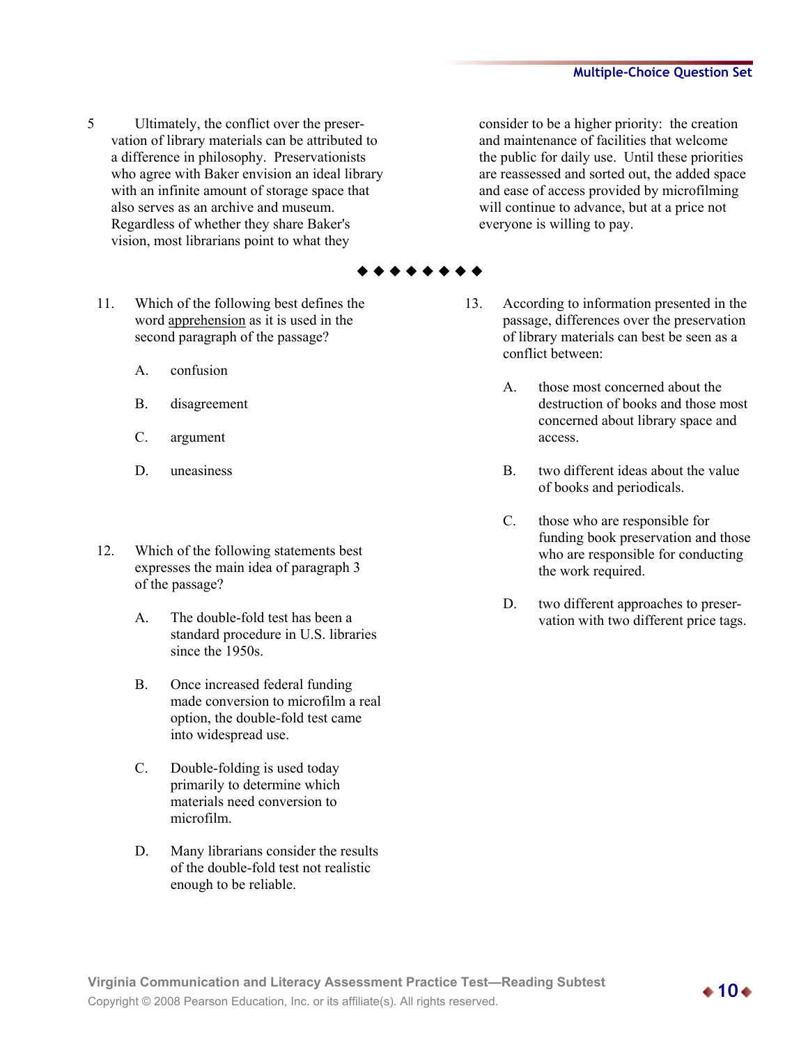5 Ultimately, the conflict over the preservation of library materials can be attributed to a difference in philosophy. Preservationists who agree with Baker envision an ideal library with an infinite amount of storage space that also serves as an archive and museum. Regardless of whether they share Baker's vision, most librarians point to what they consider to be a higher priority: the creation and maintenance of facilities that welcome the public for daily use. Until these priorities are reassessed and sorted out, the added space and ease of access provided by microfilming will continue to advance, but at a price not everyone is willing to pay.

◆◆◆◆◆◆◆◆

11. Which of the following best defines the word <u>apprehension</u> as it is used in the second paragraph of the passage?

   A. confusion

   B. disagreement

   C. argument

   D. uneasiness

12. Which of the following statements best expresses the main idea of paragraph 3 of the passage?

   A. The double-fold test has been a standard procedure in U.S. libraries since the 1950s.

   B. Once increased federal funding made conversion to microfilm a real option, the double-fold test came into widespread use.

   C. Double-folding is used today primarily to determine which materials need conversion to microfilm.

   D. Many librarians consider the results of the double-fold test not realistic enough to be reliable.

13. According to information presented in the passage, differences over the preservation of library materials can best be seen as a conflict between:

   A. those most concerned about the destruction of books and those most concerned about library space and access.

   B. two different ideas about the value of books and periodicals.

   C. those who are responsible for funding book preservation and those who are responsible for conducting the work required.

   D. two different approaches to preservation with two different price tags.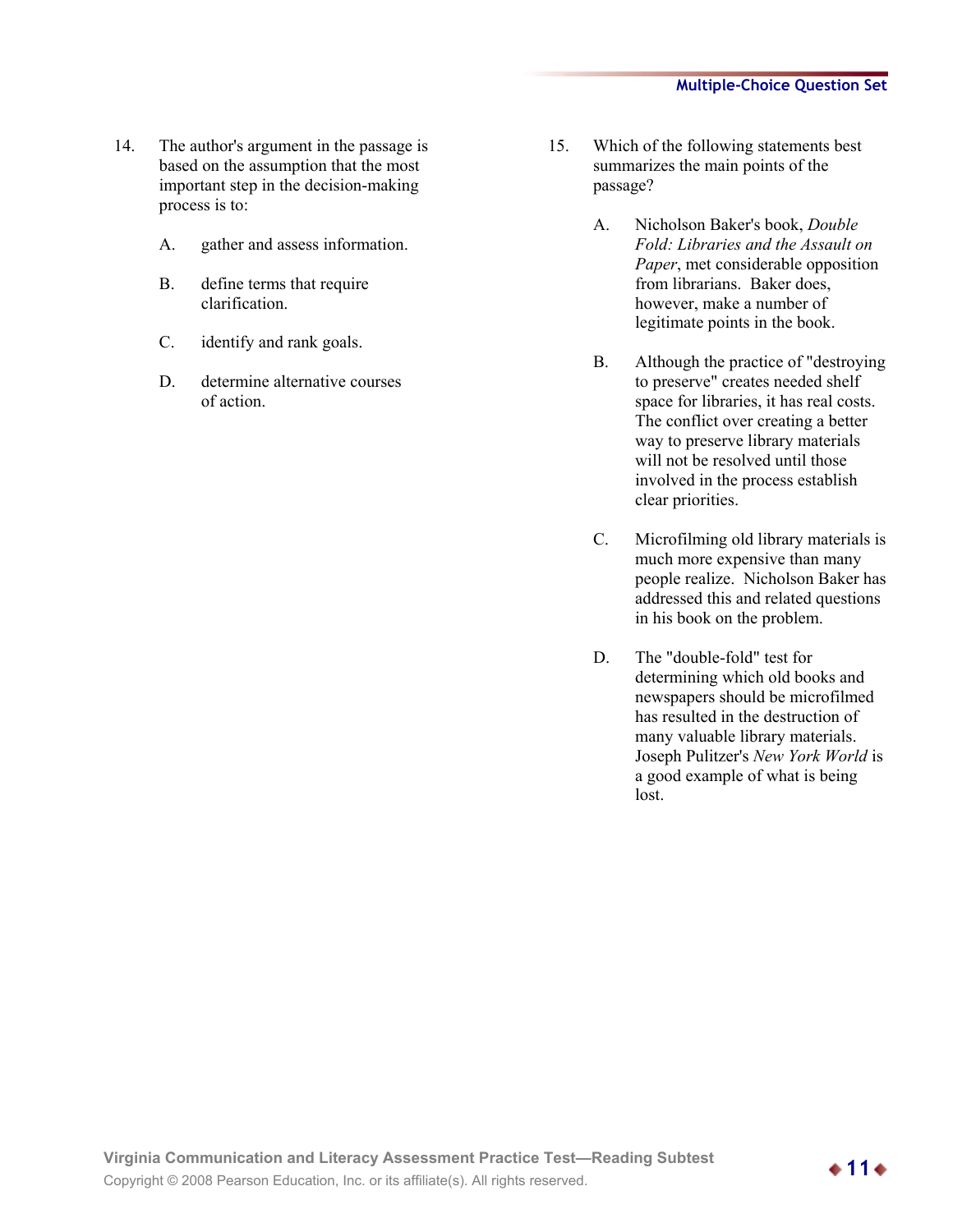14. The author's argument in the passage is based on the assumption that the most important step in the decision-making process is to:

    A. gather and assess information.

    B. define terms that require clarification.

    C. identify and rank goals.

    D. determine alternative courses of action.

15. Which of the following statements best summarizes the main points of the passage?

    A. Nicholson Baker's book, *Double Fold: Libraries and the Assault on Paper*, met considerable opposition from librarians. Baker does, however, make a number of legitimate points in the book.

    B. Although the practice of "destroying to preserve" creates needed shelf space for libraries, it has real costs. The conflict over creating a better way to preserve library materials will not be resolved until those involved in the process establish clear priorities.

    C. Microfilming old library materials is much more expensive than many people realize. Nicholson Baker has addressed this and related questions in his book on the problem.

    D. The "double-fold" test for determining which old books and newspapers should be microfilmed has resulted in the destruction of many valuable library materials. Joseph Pulitzer's *New York World* is a good example of what is being lost.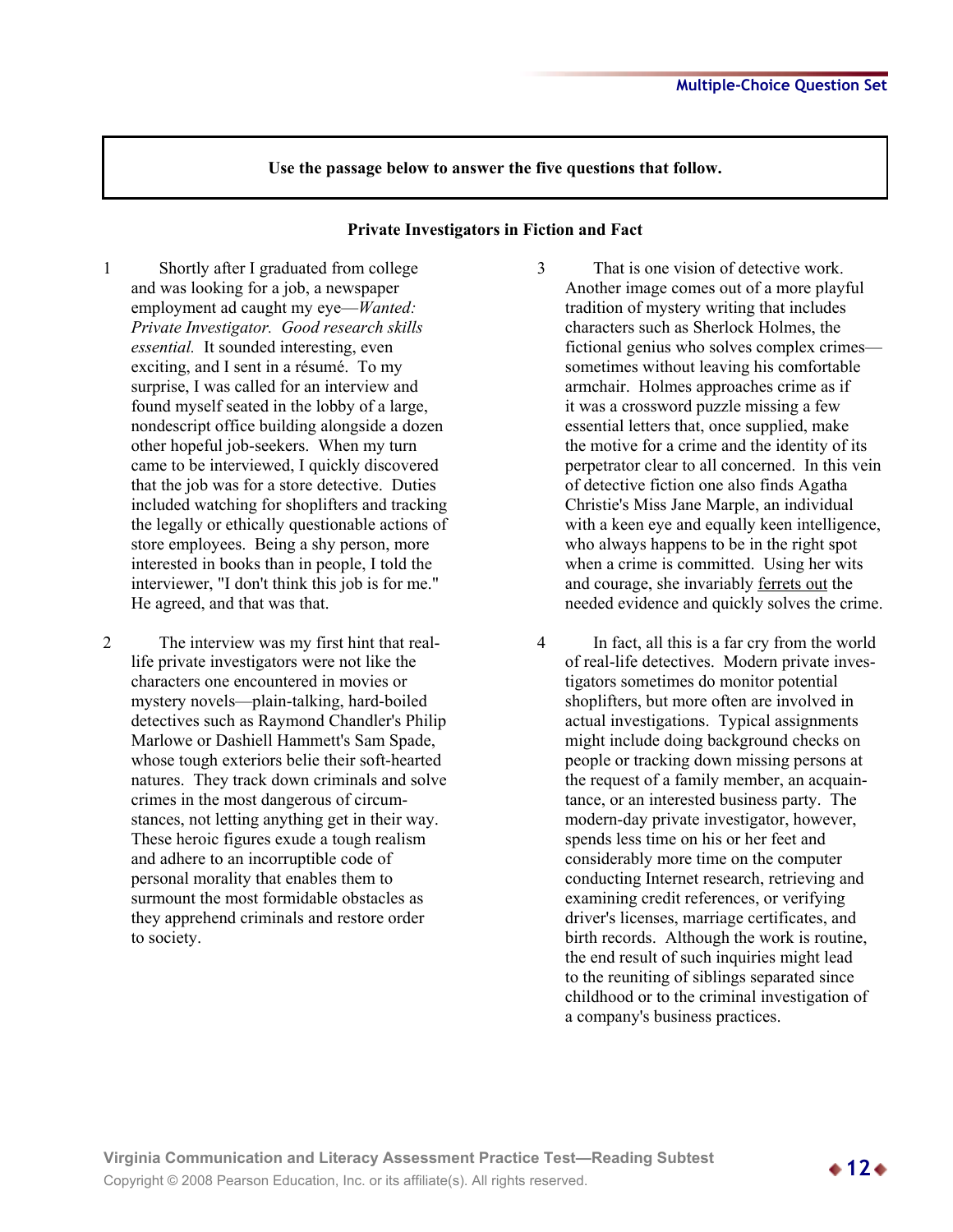**Use the passage below to answer the five questions that follow.**

## Private Investigators in Fiction and Fact

1 Shortly after I graduated from college and was looking for a job, a newspaper employment ad caught my eye—*Wanted: Private Investigator. Good research skills essential.* It sounded interesting, even exciting, and I sent in a résumé. To my surprise, I was called for an interview and found myself seated in the lobby of a large, nondescript office building alongside a dozen other hopeful job-seekers. When my turn came to be interviewed, I quickly discovered that the job was for a store detective. Duties included watching for shoplifters and tracking the legally or ethically questionable actions of store employees. Being a shy person, more interested in books than in people, I told the interviewer, "I don't think this job is for me." He agreed, and that was that.

2 The interview was my first hint that real-life private investigators were not like the characters one encountered in movies or mystery novels—plain-talking, hard-boiled detectives such as Raymond Chandler's Philip Marlowe or Dashiell Hammett's Sam Spade, whose tough exteriors belie their soft-hearted natures. They track down criminals and solve crimes in the most dangerous of circumstances, not letting anything get in their way. These heroic figures exude a tough realism and adhere to an incorruptible code of personal morality that enables them to surmount the most formidable obstacles as they apprehend criminals and restore order to society.

3 That is one vision of detective work. Another image comes out of a more playful tradition of mystery writing that includes characters such as Sherlock Holmes, the fictional genius who solves complex crimes—sometimes without leaving his comfortable armchair. Holmes approaches crime as if it was a crossword puzzle missing a few essential letters that, once supplied, make the motive for a crime and the identity of its perpetrator clear to all concerned. In this vein of detective fiction one also finds Agatha Christie's Miss Jane Marple, an individual with a keen eye and equally keen intelligence, who always happens to be in the right spot when a crime is committed. Using her wits and courage, she invariably <u>ferrets out</u> the needed evidence and quickly solves the crime.

4 In fact, all this is a far cry from the world of real-life detectives. Modern private investigators sometimes do monitor potential shoplifters, but more often are involved in actual investigations. Typical assignments might include doing background checks on people or tracking down missing persons at the request of a family member, an acquaintance, or an interested business party. The modern-day private investigator, however, spends less time on his or her feet and considerably more time on the computer conducting Internet research, retrieving and examining credit references, or verifying driver's licenses, marriage certificates, and birth records. Although the work is routine, the end result of such inquiries might lead to the reuniting of siblings separated since childhood or to the criminal investigation of a company's business practices.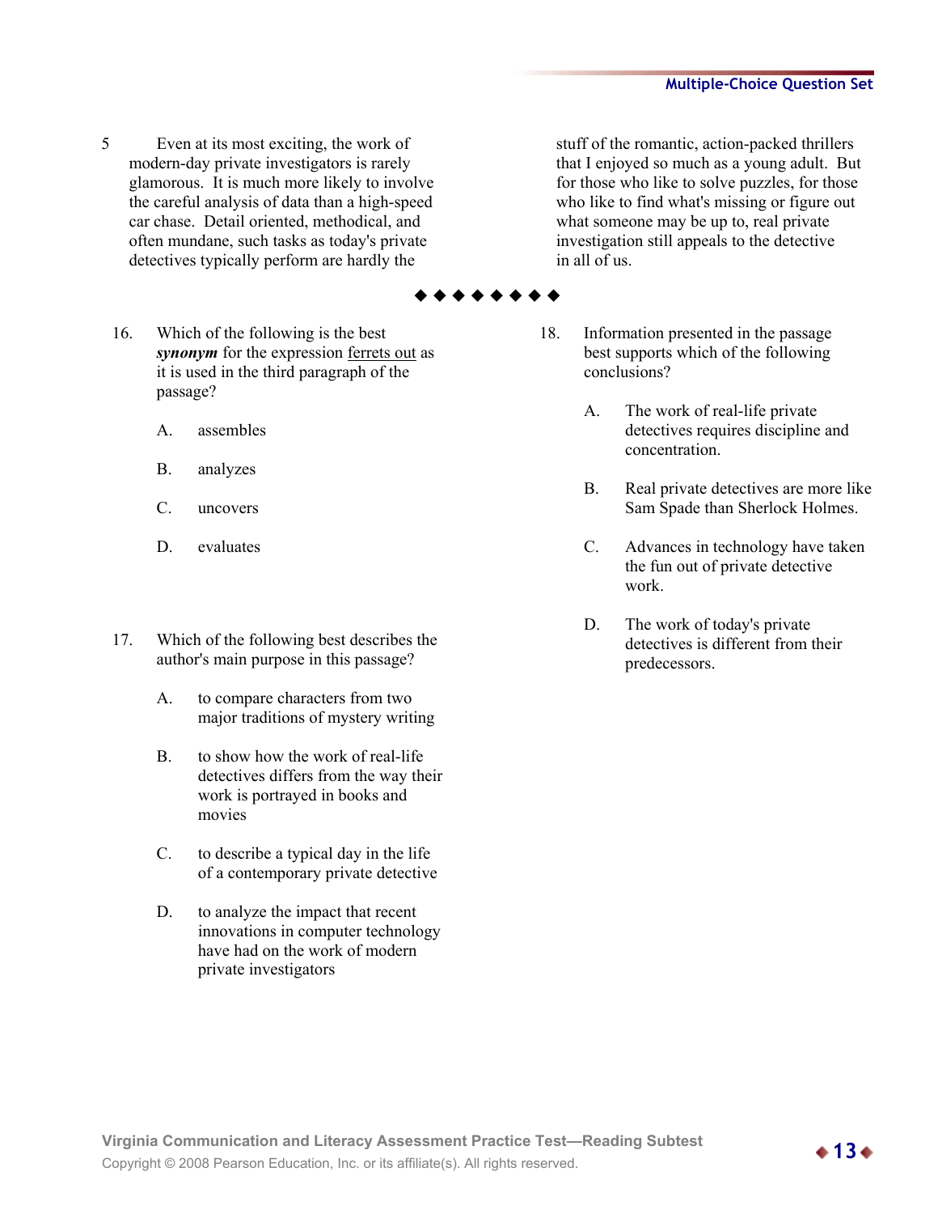5 Even at its most exciting, the work of modern-day private investigators is rarely glamorous. It is much more likely to involve the careful analysis of data than a high-speed car chase. Detail oriented, methodical, and often mundane, such tasks as today's private detectives typically perform are hardly the stuff of the romantic, action-packed thrillers that I enjoyed so much as a young adult. But for those who like to solve puzzles, for those who like to find what's missing or figure out what someone may be up to, real private investigation still appeals to the detective in all of us.

◆◆◆◆◆◆◆◆

16. Which of the following is the best ***synonym*** for the expression <u>ferrets out</u> as it is used in the third paragraph of the passage?

   A. assembles

   B. analyzes

   C. uncovers

   D. evaluates

17. Which of the following best describes the author's main purpose in this passage?

   A. to compare characters from two major traditions of mystery writing

   B. to show how the work of real-life detectives differs from the way their work is portrayed in books and movies

   C. to describe a typical day in the life of a contemporary private detective

   D. to analyze the impact that recent innovations in computer technology have had on the work of modern private investigators

18. Information presented in the passage best supports which of the following conclusions?

   A. The work of real-life private detectives requires discipline and concentration.

   B. Real private detectives are more like Sam Spade than Sherlock Holmes.

   C. Advances in technology have taken the fun out of private detective work.

   D. The work of today's private detectives is different from their predecessors.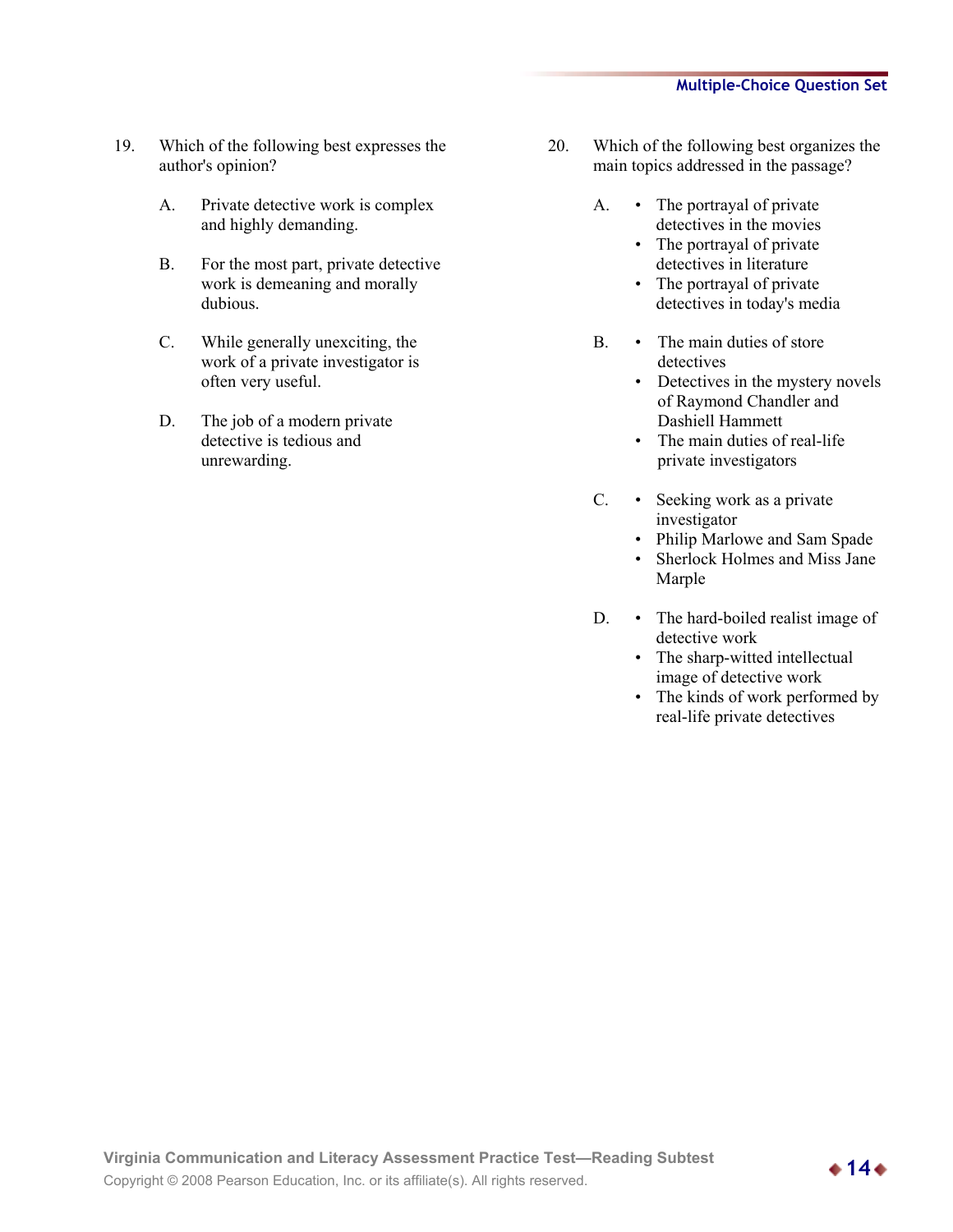19. Which of the following best expresses the author's opinion?

    A. Private detective work is complex and highly demanding.

    B. For the most part, private detective work is demeaning and morally dubious.

    C. While generally unexciting, the work of a private investigator is often very useful.

    D. The job of a modern private detective is tedious and unrewarding.

20. Which of the following best organizes the main topics addressed in the passage?

    A.
    - The portrayal of private detectives in the movies
    - The portrayal of private detectives in literature
    - The portrayal of private detectives in today's media

    B.
    - The main duties of store detectives
    - Detectives in the mystery novels of Raymond Chandler and Dashiell Hammett
    - The main duties of real-life private investigators

    C.
    - Seeking work as a private investigator
    - Philip Marlowe and Sam Spade
    - Sherlock Holmes and Miss Jane Marple

    D.
    - The hard-boiled realist image of detective work
    - The sharp-witted intellectual image of detective work
    - The kinds of work performed by real-life private detectives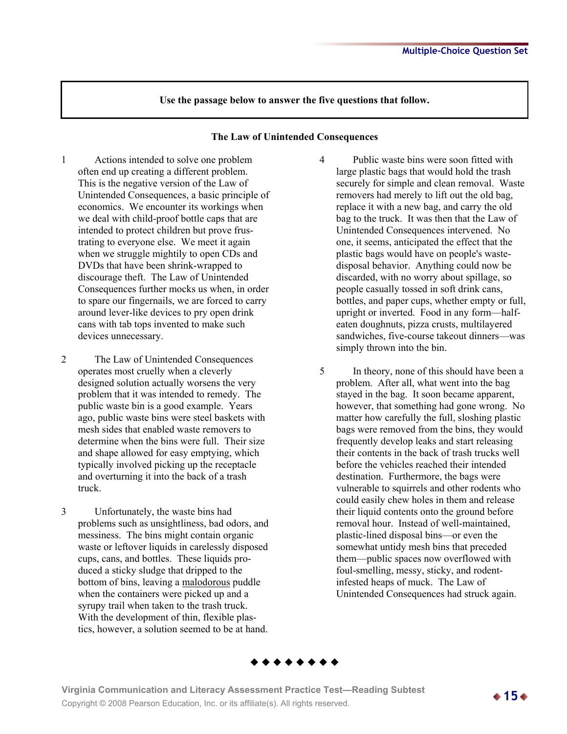Use the passage below to answer the five questions that follow.

## The Law of Unintended Consequences

1 Actions intended to solve one problem often end up creating a different problem. This is the negative version of the Law of Unintended Consequences, a basic principle of economics. We encounter its workings when we deal with child-proof bottle caps that are intended to protect children but prove frustrating to everyone else. We meet it again when we struggle mightily to open CDs and DVDs that have been shrink-wrapped to discourage theft. The Law of Unintended Consequences further mocks us when, in order to spare our fingernails, we are forced to carry around lever-like devices to pry open drink cans with tab tops invented to make such devices unnecessary.

2 The Law of Unintended Consequences operates most cruelly when a cleverly designed solution actually worsens the very problem that it was intended to remedy. The public waste bin is a good example. Years ago, public waste bins were steel baskets with mesh sides that enabled waste removers to determine when the bins were full. Their size and shape allowed for easy emptying, which typically involved picking up the receptacle and overturning it into the back of a trash truck.

3 Unfortunately, the waste bins had problems such as unsightliness, bad odors, and messiness. The bins might contain organic waste or leftover liquids in carelessly disposed cups, cans, and bottles. These liquids produced a sticky sludge that dripped to the bottom of bins, leaving a <u>malodorous</u> puddle when the containers were picked up and a syrupy trail when taken to the trash truck. With the development of thin, flexible plastics, however, a solution seemed to be at hand.

4 Public waste bins were soon fitted with large plastic bags that would hold the trash securely for simple and clean removal. Waste removers had merely to lift out the old bag, replace it with a new bag, and carry the old bag to the truck. It was then that the Law of Unintended Consequences intervened. No one, it seems, anticipated the effect that the plastic bags would have on people's waste-disposal behavior. Anything could now be discarded, with no worry about spillage, so people casually tossed in soft drink cans, bottles, and paper cups, whether empty or full, upright or inverted. Food in any form—half-eaten doughnuts, pizza crusts, multilayered sandwiches, five-course takeout dinners—was simply thrown into the bin.

5 In theory, none of this should have been a problem. After all, what went into the bag stayed in the bag. It soon became apparent, however, that something had gone wrong. No matter how carefully the full, sloshing plastic bags were removed from the bins, they would frequently develop leaks and start releasing their contents in the back of trash trucks well before the vehicles reached their intended destination. Furthermore, the bags were vulnerable to squirrels and other rodents who could easily chew holes in them and release their liquid contents onto the ground before removal hour. Instead of well-maintained, plastic-lined disposal bins—or even the somewhat untidy mesh bins that preceded them—public spaces now overflowed with foul-smelling, messy, sticky, and rodent-infested heaps of muck. The Law of Unintended Consequences had struck again.

◆◆◆◆◆◆◆◆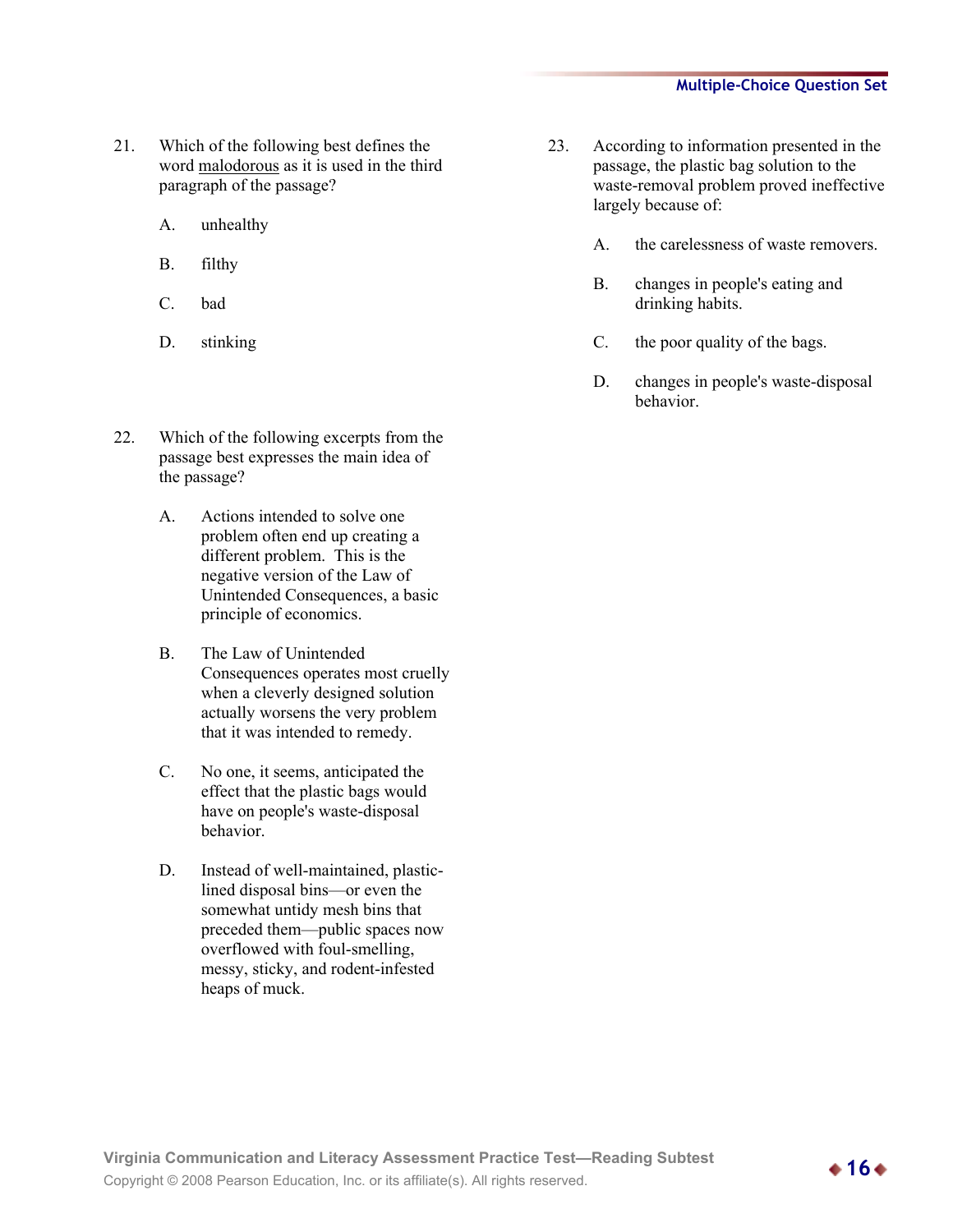21. Which of the following best defines the word <u>malodorous</u> as it is used in the third paragraph of the passage?

    A. unhealthy

    B. filthy

    C. bad

    D. stinking

22. Which of the following excerpts from the passage best expresses the main idea of the passage?

    A. Actions intended to solve one problem often end up creating a different problem. This is the negative version of the Law of Unintended Consequences, a basic principle of economics.

    B. The Law of Unintended Consequences operates most cruelly when a cleverly designed solution actually worsens the very problem that it was intended to remedy.

    C. No one, it seems, anticipated the effect that the plastic bags would have on people's waste-disposal behavior.

    D. Instead of well-maintained, plastic-lined disposal bins—or even the somewhat untidy mesh bins that preceded them—public spaces now overflowed with foul-smelling, messy, sticky, and rodent-infested heaps of muck.

23. According to information presented in the passage, the plastic bag solution to the waste-removal problem proved ineffective largely because of:

    A. the carelessness of waste removers.

    B. changes in people's eating and drinking habits.

    C. the poor quality of the bags.

    D. changes in people's waste-disposal behavior.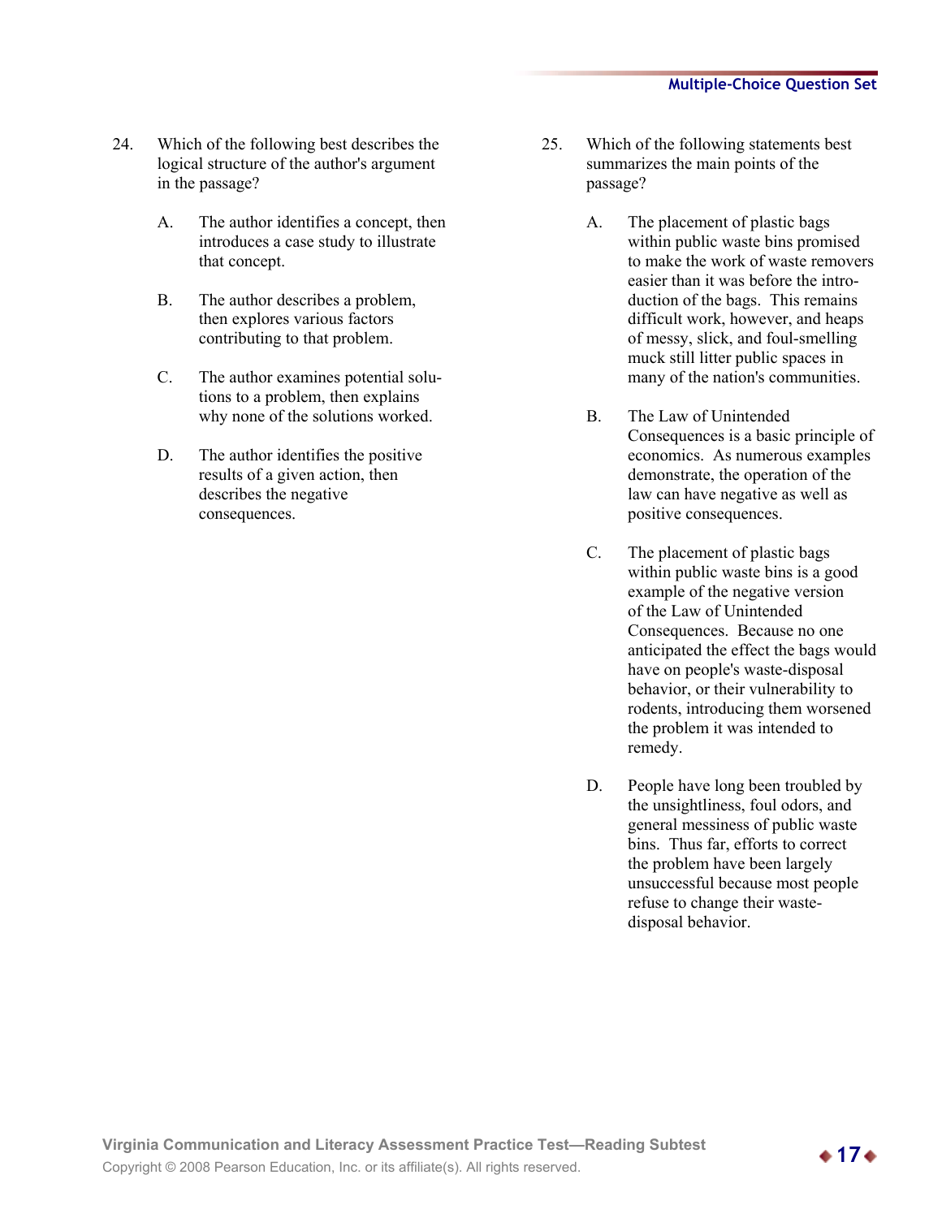24. Which of the following best describes the logical structure of the author's argument in the passage?

    A. The author identifies a concept, then introduces a case study to illustrate that concept.

    B. The author describes a problem, then explores various factors contributing to that problem.

    C. The author examines potential solutions to a problem, then explains why none of the solutions worked.

    D. The author identifies the positive results of a given action, then describes the negative consequences.

25. Which of the following statements best summarizes the main points of the passage?

    A. The placement of plastic bags within public waste bins promised to make the work of waste removers easier than it was before the introduction of the bags. This remains difficult work, however, and heaps of messy, slick, and foul-smelling muck still litter public spaces in many of the nation's communities.

    B. The Law of Unintended Consequences is a basic principle of economics. As numerous examples demonstrate, the operation of the law can have negative as well as positive consequences.

    C. The placement of plastic bags within public waste bins is a good example of the negative version of the Law of Unintended Consequences. Because no one anticipated the effect the bags would have on people's waste-disposal behavior, or their vulnerability to rodents, introducing them worsened the problem it was intended to remedy.

    D. People have long been troubled by the unsightliness, foul odors, and general messiness of public waste bins. Thus far, efforts to correct the problem have been largely unsuccessful because most people refuse to change their waste-disposal behavior.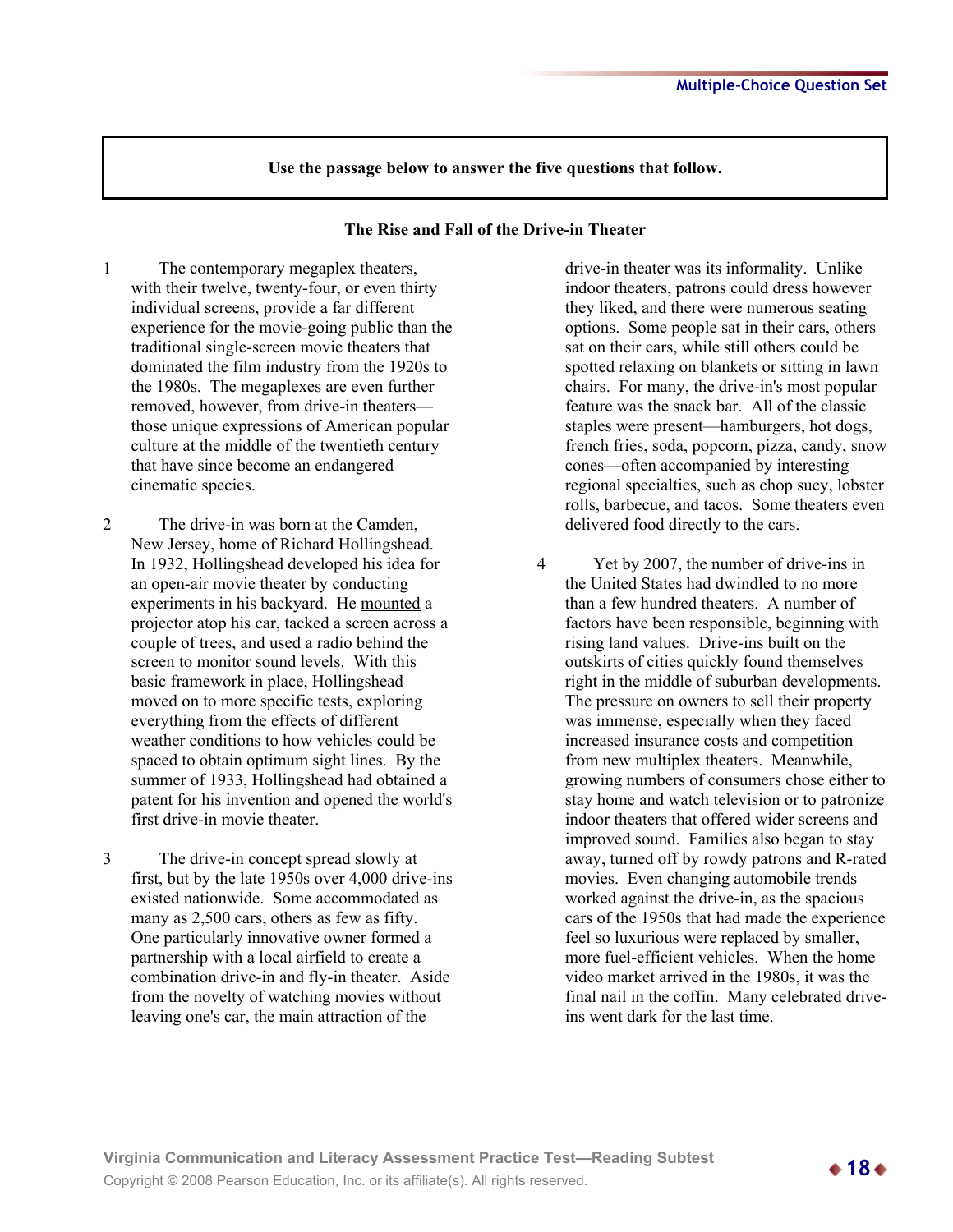**Use the passage below to answer the five questions that follow.**

**The Rise and Fall of the Drive-in Theater**

1 The contemporary megaplex theaters, with their twelve, twenty-four, or even thirty individual screens, provide a far different experience for the movie-going public than the traditional single-screen movie theaters that dominated the film industry from the 1920s to the 1980s. The megaplexes are even further removed, however, from drive-in theaters—those unique expressions of American popular culture at the middle of the twentieth century that have since become an endangered cinematic species.

2 The drive-in was born at the Camden, New Jersey, home of Richard Hollingshead. In 1932, Hollingshead developed his idea for an open-air movie theater by conducting experiments in his backyard. He <u>mounted</u> a projector atop his car, tacked a screen across a couple of trees, and used a radio behind the screen to monitor sound levels. With this basic framework in place, Hollingshead moved on to more specific tests, exploring everything from the effects of different weather conditions to how vehicles could be spaced to obtain optimum sight lines. By the summer of 1933, Hollingshead had obtained a patent for his invention and opened the world's first drive-in movie theater.

3 The drive-in concept spread slowly at first, but by the late 1950s over 4,000 drive-ins existed nationwide. Some accommodated as many as 2,500 cars, others as few as fifty. One particularly innovative owner formed a partnership with a local airfield to create a combination drive-in and fly-in theater. Aside from the novelty of watching movies without leaving one's car, the main attraction of the drive-in theater was its informality. Unlike indoor theaters, patrons could dress however they liked, and there were numerous seating options. Some people sat in their cars, others sat on their cars, while still others could be spotted relaxing on blankets or sitting in lawn chairs. For many, the drive-in's most popular feature was the snack bar. All of the classic staples were present—hamburgers, hot dogs, french fries, soda, popcorn, pizza, candy, snow cones—often accompanied by interesting regional specialties, such as chop suey, lobster rolls, barbecue, and tacos. Some theaters even delivered food directly to the cars.

4 Yet by 2007, the number of drive-ins in the United States had dwindled to no more than a few hundred theaters. A number of factors have been responsible, beginning with rising land values. Drive-ins built on the outskirts of cities quickly found themselves right in the middle of suburban developments. The pressure on owners to sell their property was immense, especially when they faced increased insurance costs and competition from new multiplex theaters. Meanwhile, growing numbers of consumers chose either to stay home and watch television or to patronize indoor theaters that offered wider screens and improved sound. Families also began to stay away, turned off by rowdy patrons and R-rated movies. Even changing automobile trends worked against the drive-in, as the spacious cars of the 1950s that had made the experience feel so luxurious were replaced by smaller, more fuel-efficient vehicles. When the home video market arrived in the 1980s, it was the final nail in the coffin. Many celebrated drive-ins went dark for the last time.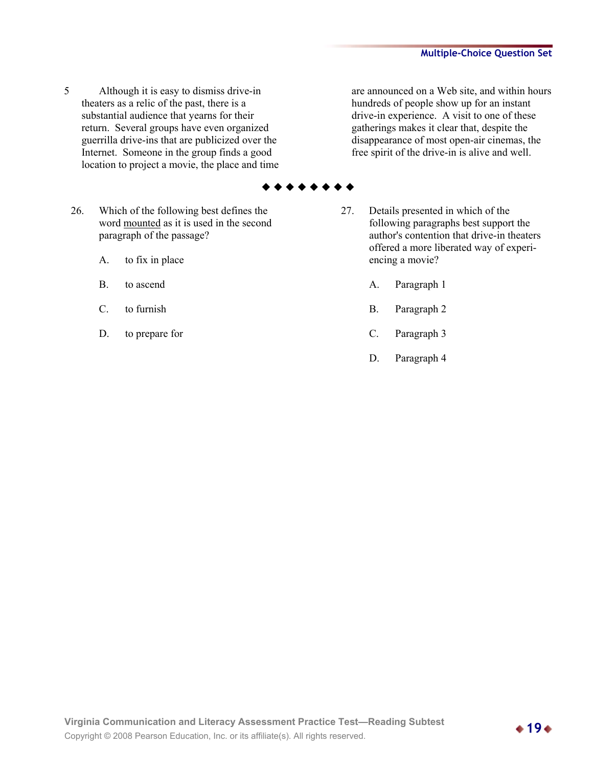5 Although it is easy to dismiss drive-in theaters as a relic of the past, there is a substantial audience that yearns for their return. Several groups have even organized guerrilla drive-ins that are publicized over the Internet. Someone in the group finds a good location to project a movie, the place and time are announced on a Web site, and within hours hundreds of people show up for an instant drive-in experience. A visit to one of these gatherings makes it clear that, despite the disappearance of most open-air cinemas, the free spirit of the drive-in is alive and well.

◆◆◆◆◆◆◆◆

26. Which of the following best defines the word mounted as it is used in the second paragraph of the passage?

A. to fix in place

B. to ascend

C. to furnish

D. to prepare for

27. Details presented in which of the following paragraphs best support the author's contention that drive-in theaters offered a more liberated way of experiencing a movie?

A. Paragraph 1

B. Paragraph 2

C. Paragraph 3

D. Paragraph 4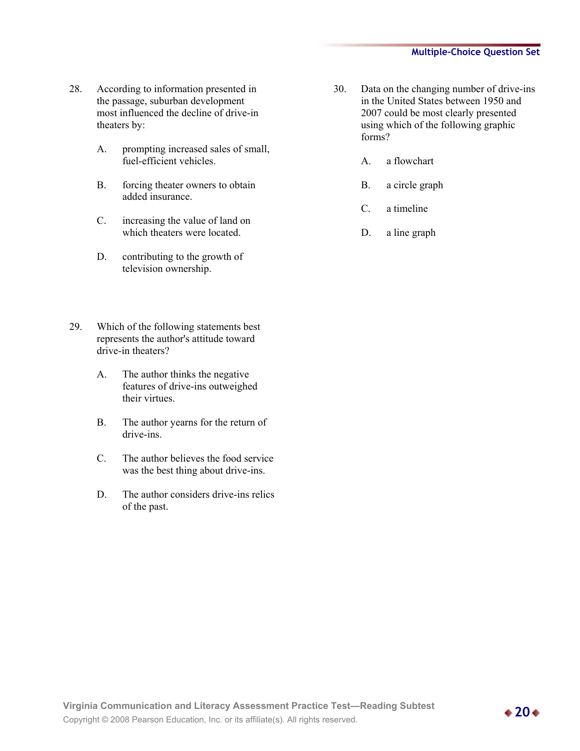28. According to information presented in the passage, suburban development most influenced the decline of drive-in theaters by:

    A. prompting increased sales of small, fuel-efficient vehicles.

    B. forcing theater owners to obtain added insurance.

    C. increasing the value of land on which theaters were located.

    D. contributing to the growth of television ownership.

29. Which of the following statements best represents the author's attitude toward drive-in theaters?

    A. The author thinks the negative features of drive-ins outweighed their virtues.

    B. The author yearns for the return of drive-ins.

    C. The author believes the food service was the best thing about drive-ins.

    D. The author considers drive-ins relics of the past.

30. Data on the changing number of drive-ins in the United States between 1950 and 2007 could be most clearly presented using which of the following graphic forms?

    A. a flowchart

    B. a circle graph

    C. a timeline

    D. a line graph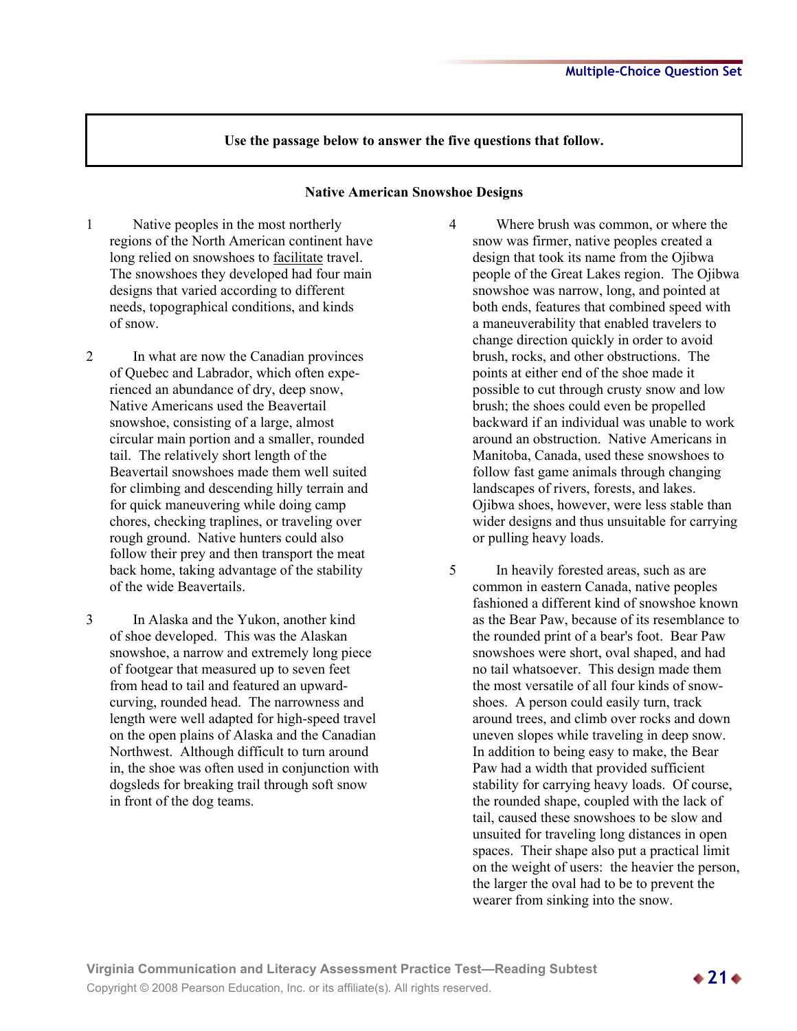Use the passage below to answer the five questions that follow.

## Native American Snowshoe Designs

1 Native peoples in the most northerly regions of the North American continent have long relied on snowshoes to <u>facilitate</u> travel. The snowshoes they developed had four main designs that varied according to different needs, topographical conditions, and kinds of snow.

2 In what are now the Canadian provinces of Quebec and Labrador, which often experienced an abundance of dry, deep snow, Native Americans used the Beavertail snowshoe, consisting of a large, almost circular main portion and a smaller, rounded tail. The relatively short length of the Beavertail snowshoes made them well suited for climbing and descending hilly terrain and for quick maneuvering while doing camp chores, checking traplines, or traveling over rough ground. Native hunters could also follow their prey and then transport the meat back home, taking advantage of the stability of the wide Beavertails.

3 In Alaska and the Yukon, another kind of shoe developed. This was the Alaskan snowshoe, a narrow and extremely long piece of footgear that measured up to seven feet from head to tail and featured an upward-curving, rounded head. The narrowness and length were well adapted for high-speed travel on the open plains of Alaska and the Canadian Northwest. Although difficult to turn around in, the shoe was often used in conjunction with dogsleds for breaking trail through soft snow in front of the dog teams.

4 Where brush was common, or where the snow was firmer, native peoples created a design that took its name from the Ojibwa people of the Great Lakes region. The Ojibwa snowshoe was narrow, long, and pointed at both ends, features that combined speed with a maneuverability that enabled travelers to change direction quickly in order to avoid brush, rocks, and other obstructions. The points at either end of the shoe made it possible to cut through crusty snow and low brush; the shoes could even be propelled backward if an individual was unable to work around an obstruction. Native Americans in Manitoba, Canada, used these snowshoes to follow fast game animals through changing landscapes of rivers, forests, and lakes. Ojibwa shoes, however, were less stable than wider designs and thus unsuitable for carrying or pulling heavy loads.

5 In heavily forested areas, such as are common in eastern Canada, native peoples fashioned a different kind of snowshoe known as the Bear Paw, because of its resemblance to the rounded print of a bear's foot. Bear Paw snowshoes were short, oval shaped, and had no tail whatsoever. This design made them the most versatile of all four kinds of snowshoes. A person could easily turn, track around trees, and climb over rocks and down uneven slopes while traveling in deep snow. In addition to being easy to make, the Bear Paw had a width that provided sufficient stability for carrying heavy loads. Of course, the rounded shape, coupled with the lack of tail, caused these snowshoes to be slow and unsuited for traveling long distances in open spaces. Their shape also put a practical limit on the weight of users: the heavier the person, the larger the oval had to be to prevent the wearer from sinking into the snow.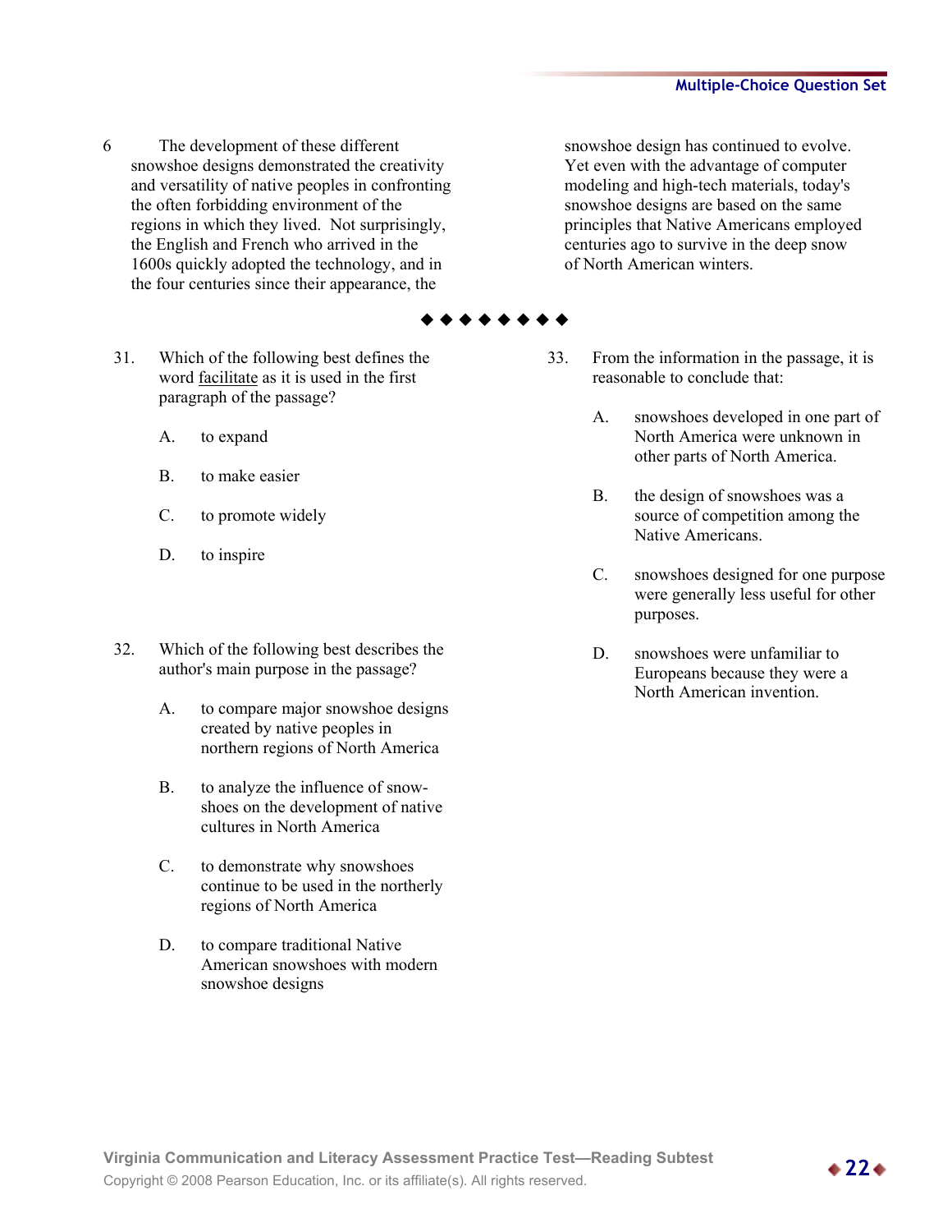6 The development of these different snowshoe designs demonstrated the creativity and versatility of native peoples in confronting the often forbidding environment of the regions in which they lived. Not surprisingly, the English and French who arrived in the 1600s quickly adopted the technology, and in the four centuries since their appearance, the snowshoe design has continued to evolve. Yet even with the advantage of computer modeling and high-tech materials, today's snowshoe designs are based on the same principles that Native Americans employed centuries ago to survive in the deep snow of North American winters.

◆◆◆◆◆◆◆◆

31. Which of the following best defines the word facilitate as it is used in the first paragraph of the passage?

   A. to expand

   B. to make easier

   C. to promote widely

   D. to inspire

32. Which of the following best describes the author's main purpose in the passage?

   A. to compare major snowshoe designs created by native peoples in northern regions of North America

   B. to analyze the influence of snowshoes on the development of native cultures in North America

   C. to demonstrate why snowshoes continue to be used in the northerly regions of North America

   D. to compare traditional Native American snowshoes with modern snowshoe designs

33. From the information in the passage, it is reasonable to conclude that:

   A. snowshoes developed in one part of North America were unknown in other parts of North America.

   B. the design of snowshoes was a source of competition among the Native Americans.

   C. snowshoes designed for one purpose were generally less useful for other purposes.

   D. snowshoes were unfamiliar to Europeans because they were a North American invention.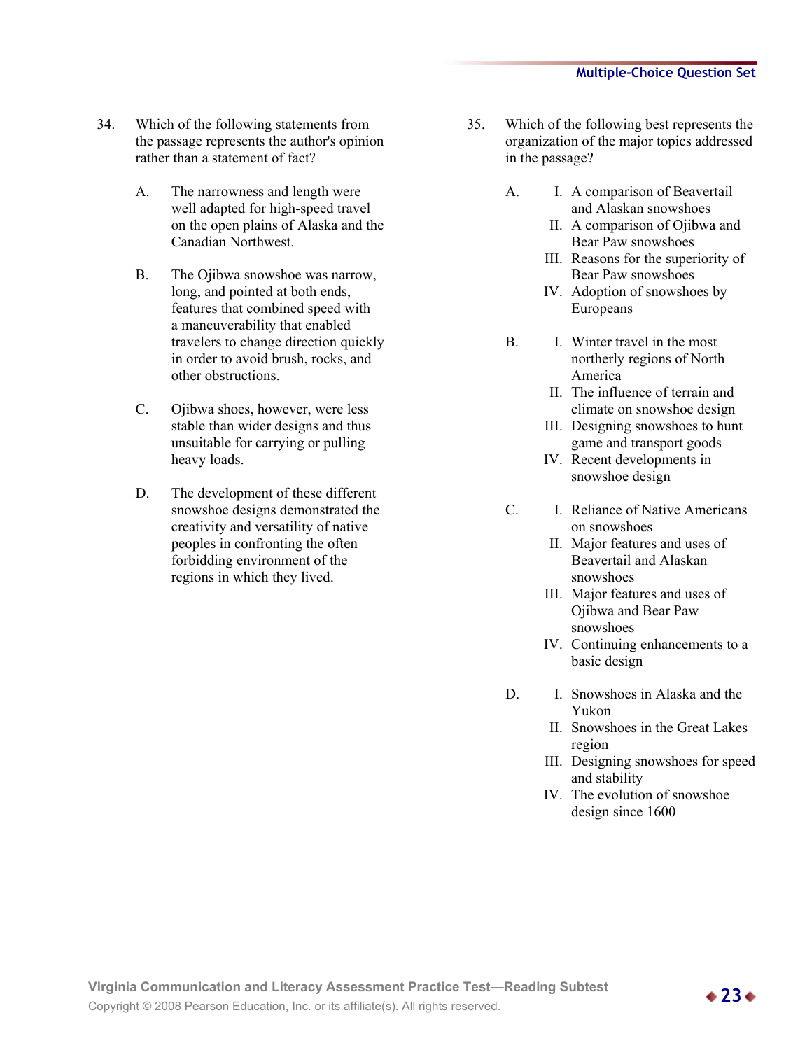34. Which of the following statements from the passage represents the author's opinion rather than a statement of fact?

    A. The narrowness and length were well adapted for high-speed travel on the open plains of Alaska and the Canadian Northwest.

    B. The Ojibwa snowshoe was narrow, long, and pointed at both ends, features that combined speed with a maneuverability that enabled travelers to change direction quickly in order to avoid brush, rocks, and other obstructions.

    C. Ojibwa shoes, however, were less stable than wider designs and thus unsuitable for carrying or pulling heavy loads.

    D. The development of these different snowshoe designs demonstrated the creativity and versatility of native peoples in confronting the often forbidding environment of the regions in which they lived.

35. Which of the following best represents the organization of the major topics addressed in the passage?

    A. I. A comparison of Beavertail and Alaskan snowshoes
       II. A comparison of Ojibwa and Bear Paw snowshoes
       III. Reasons for the superiority of Bear Paw snowshoes
       IV. Adoption of snowshoes by Europeans

    B. I. Winter travel in the most northerly regions of North America
       II. The influence of terrain and climate on snowshoe design
       III. Designing snowshoes to hunt game and transport goods
       IV. Recent developments in snowshoe design

    C. I. Reliance of Native Americans on snowshoes
       II. Major features and uses of Beavertail and Alaskan snowshoes
       III. Major features and uses of Ojibwa and Bear Paw snowshoes
       IV. Continuing enhancements to a basic design

    D. I. Snowshoes in Alaska and the Yukon
       II. Snowshoes in the Great Lakes region
       III. Designing snowshoes for speed and stability
       IV. The evolution of snowshoe design since 1600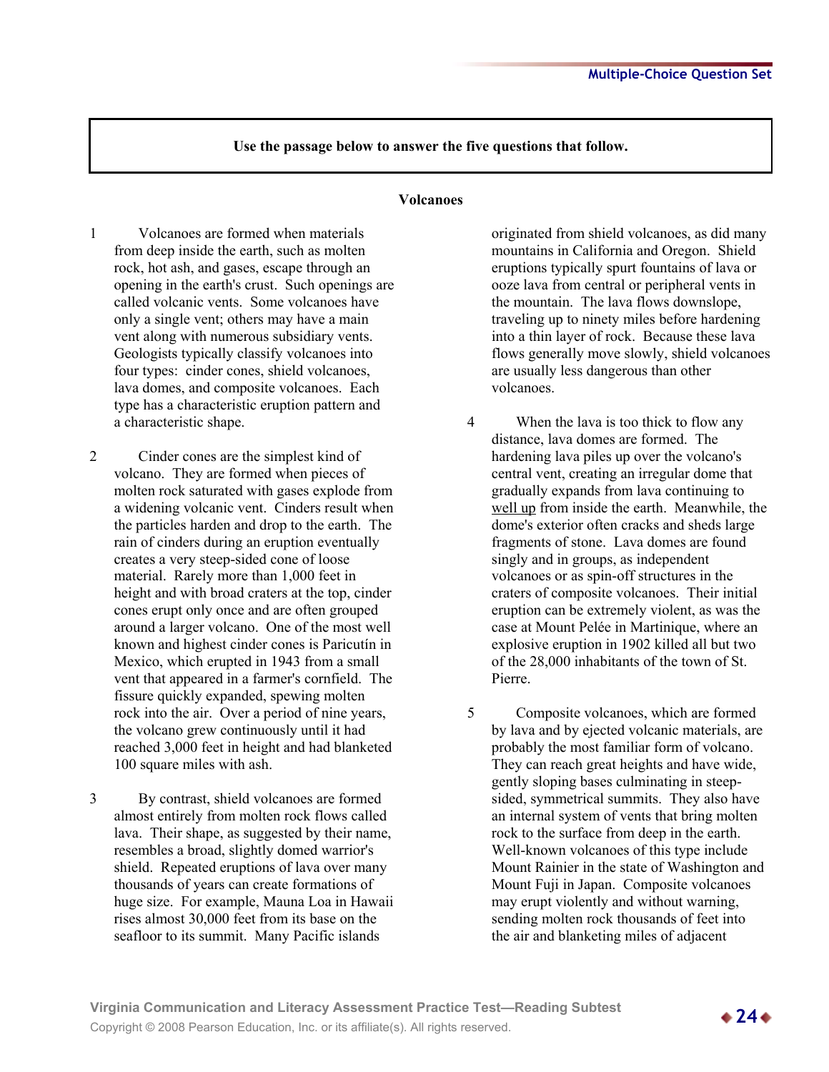**Use the passage below to answer the five questions that follow.**

## Volcanoes

1 Volcanoes are formed when materials from deep inside the earth, such as molten rock, hot ash, and gases, escape through an opening in the earth's crust. Such openings are called volcanic vents. Some volcanoes have only a single vent; others may have a main vent along with numerous subsidiary vents. Geologists typically classify volcanoes into four types: cinder cones, shield volcanoes, lava domes, and composite volcanoes. Each type has a characteristic eruption pattern and a characteristic shape.

2 Cinder cones are the simplest kind of volcano. They are formed when pieces of molten rock saturated with gases explode from a widening volcanic vent. Cinders result when the particles harden and drop to the earth. The rain of cinders during an eruption eventually creates a very steep-sided cone of loose material. Rarely more than 1,000 feet in height and with broad craters at the top, cinder cones erupt only once and are often grouped around a larger volcano. One of the most well known and highest cinder cones is Paricutín in Mexico, which erupted in 1943 from a small vent that appeared in a farmer's cornfield. The fissure quickly expanded, spewing molten rock into the air. Over a period of nine years, the volcano grew continuously until it had reached 3,000 feet in height and had blanketed 100 square miles with ash.

3 By contrast, shield volcanoes are formed almost entirely from molten rock flows called lava. Their shape, as suggested by their name, resembles a broad, slightly domed warrior's shield. Repeated eruptions of lava over many thousands of years can create formations of huge size. For example, Mauna Loa in Hawaii rises almost 30,000 feet from its base on the seafloor to its summit. Many Pacific islands originated from shield volcanoes, as did many mountains in California and Oregon. Shield eruptions typically spurt fountains of lava or ooze lava from central or peripheral vents in the mountain. The lava flows downslope, traveling up to ninety miles before hardening into a thin layer of rock. Because these lava flows generally move slowly, shield volcanoes are usually less dangerous than other volcanoes.

4 When the lava is too thick to flow any distance, lava domes are formed. The hardening lava piles up over the volcano's central vent, creating an irregular dome that gradually expands from lava continuing to <u>well up</u> from inside the earth. Meanwhile, the dome's exterior often cracks and sheds large fragments of stone. Lava domes are found singly and in groups, as independent volcanoes or as spin-off structures in the craters of composite volcanoes. Their initial eruption can be extremely violent, as was the case at Mount Pelée in Martinique, where an explosive eruption in 1902 killed all but two of the 28,000 inhabitants of the town of St. Pierre.

5 Composite volcanoes, which are formed by lava and by ejected volcanic materials, are probably the most familiar form of volcano. They can reach great heights and have wide, gently sloping bases culminating in steep-sided, symmetrical summits. They also have an internal system of vents that bring molten rock to the surface from deep in the earth. Well-known volcanoes of this type include Mount Rainier in the state of Washington and Mount Fuji in Japan. Composite volcanoes may erupt violently and without warning, sending molten rock thousands of feet into the air and blanketing miles of adjacent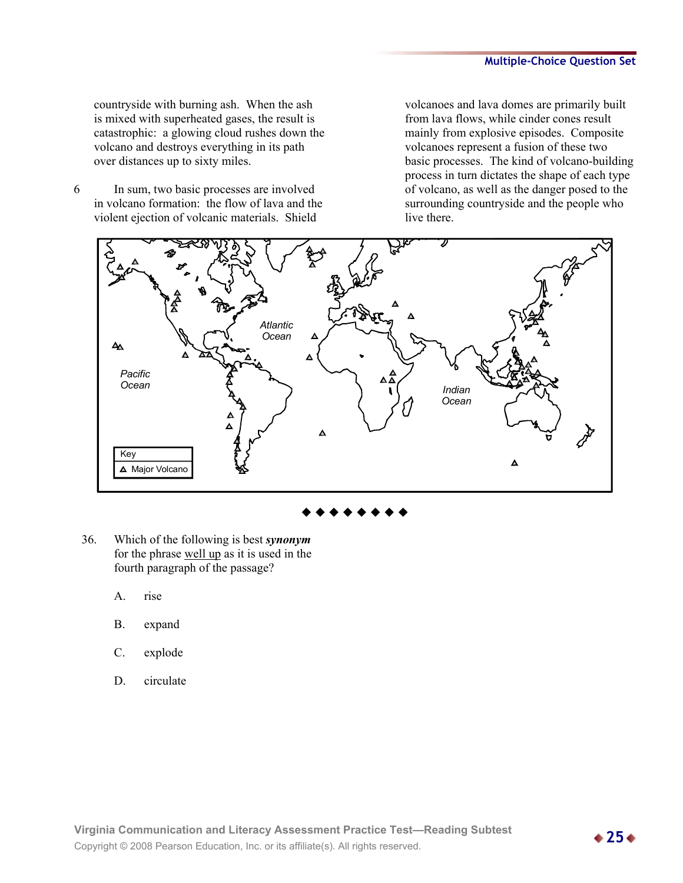countryside with burning ash. When the ash is mixed with superheated gases, the result is catastrophic: a glowing cloud rushes down the volcano and destroys everything in its path over distances up to sixty miles.

6 In sum, two basic processes are involved in volcano formation: the flow of lava and the violent ejection of volcanic materials. Shield volcanoes and lava domes are primarily built from lava flows, while cinder cones result mainly from explosive episodes. Composite volcanoes represent a fusion of these two basic processes. The kind of volcano-building process in turn dictates the shape of each type of volcano, as well as the danger posed to the surrounding countryside and the people who live there.

Atlantic Ocean

Pacific Ocean

Indian Ocean

Key

△ Major Volcano

◆◆◆◆◆◆◆◆

36. Which of the following is best ***synonym*** for the phrase well up as it is used in the fourth paragraph of the passage?

A. rise

B. expand

C. explode

D. circulate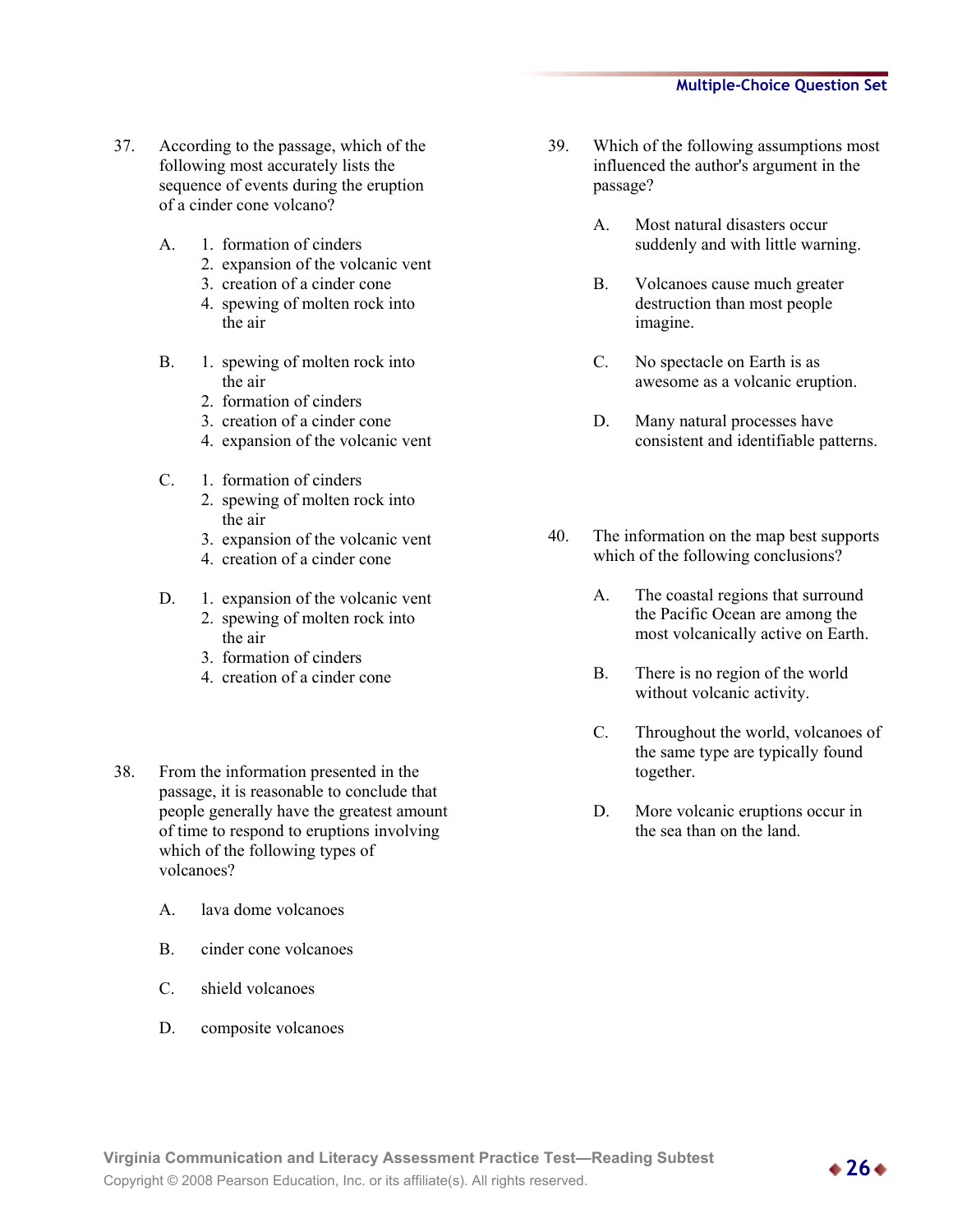37. According to the passage, which of the following most accurately lists the sequence of events during the eruption of a cinder cone volcano?

    A.
    1. formation of cinders
    2. expansion of the volcanic vent
    3. creation of a cinder cone
    4. spewing of molten rock into the air

    B.
    1. spewing of molten rock into the air
    2. formation of cinders
    3. creation of a cinder cone
    4. expansion of the volcanic vent

    C.
    1. formation of cinders
    2. spewing of molten rock into the air
    3. expansion of the volcanic vent
    4. creation of a cinder cone

    D.
    1. expansion of the volcanic vent
    2. spewing of molten rock into the air
    3. formation of cinders
    4. creation of a cinder cone

38. From the information presented in the passage, it is reasonable to conclude that people generally have the greatest amount of time to respond to eruptions involving which of the following types of volcanoes?

    A. lava dome volcanoes

    B. cinder cone volcanoes

    C. shield volcanoes

    D. composite volcanoes

39. Which of the following assumptions most influenced the author's argument in the passage?

    A. Most natural disasters occur suddenly and with little warning.

    B. Volcanoes cause much greater destruction than most people imagine.

    C. No spectacle on Earth is as awesome as a volcanic eruption.

    D. Many natural processes have consistent and identifiable patterns.

40. The information on the map best supports which of the following conclusions?

    A. The coastal regions that surround the Pacific Ocean are among the most volcanically active on Earth.

    B. There is no region of the world without volcanic activity.

    C. Throughout the world, volcanoes of the same type are typically found together.

    D. More volcanic eruptions occur in the sea than on the land.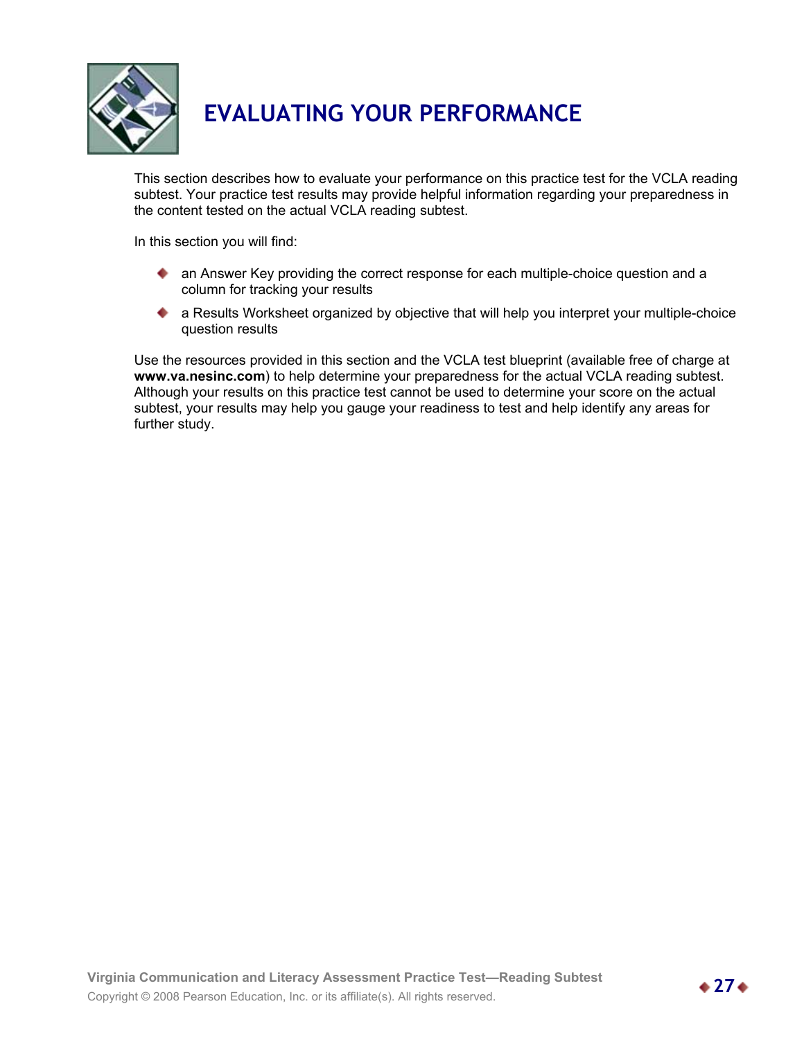# EVALUATING YOUR PERFORMANCE

This section describes how to evaluate your performance on this practice test for the VCLA reading subtest. Your practice test results may provide helpful information regarding your preparedness in the content tested on the actual VCLA reading subtest.

In this section you will find:

- an Answer Key providing the correct response for each multiple-choice question and a column for tracking your results
- a Results Worksheet organized by objective that will help you interpret your multiple-choice question results

Use the resources provided in this section and the VCLA test blueprint (available free of charge at **www.va.nesinc.com**) to help determine your preparedness for the actual VCLA reading subtest. Although your results on this practice test cannot be used to determine your score on the actual subtest, your results may help you gauge your readiness to test and help identify any areas for further study.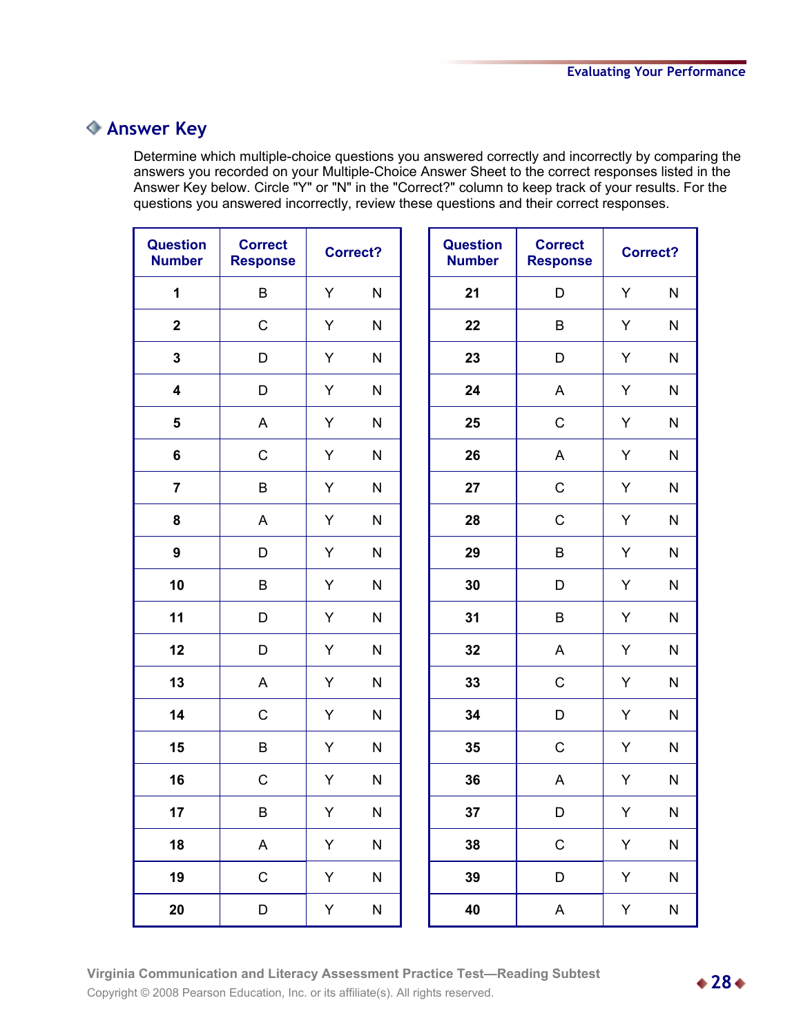## Answer Key

Determine which multiple-choice questions you answered correctly and incorrectly by comparing the answers you recorded on your Multiple-Choice Answer Sheet to the correct responses listed in the Answer Key below. Circle "Y" or "N" in the "Correct?" column to keep track of your results. For the questions you answered incorrectly, review these questions and their correct responses.

| Question Number | Correct Response | Correct? | |
|---|---|---|---|
| **1** | B | Y | N |
| **2** | C | Y | N |
| **3** | D | Y | N |
| **4** | D | Y | N |
| **5** | A | Y | N |
| **6** | C | Y | N |
| **7** | B | Y | N |
| **8** | A | Y | N |
| **9** | D | Y | N |
| **10** | B | Y | N |
| **11** | D | Y | N |
| **12** | D | Y | N |
| **13** | A | Y | N |
| **14** | C | Y | N |
| **15** | B | Y | N |
| **16** | C | Y | N |
| **17** | B | Y | N |
| **18** | A | Y | N |
| **19** | C | Y | N |
| **20** | D | Y | N |

| Question Number | Correct Response | Correct? | |
|---|---|---|---|
| **21** | D | Y | N |
| **22** | B | Y | N |
| **23** | D | Y | N |
| **24** | A | Y | N |
| **25** | C | Y | N |
| **26** | A | Y | N |
| **27** | C | Y | N |
| **28** | C | Y | N |
| **29** | B | Y | N |
| **30** | D | Y | N |
| **31** | B | Y | N |
| **32** | A | Y | N |
| **33** | C | Y | N |
| **34** | D | Y | N |
| **35** | C | Y | N |
| **36** | A | Y | N |
| **37** | D | Y | N |
| **38** | C | Y | N |
| **39** | D | Y | N |
| **40** | A | Y | N |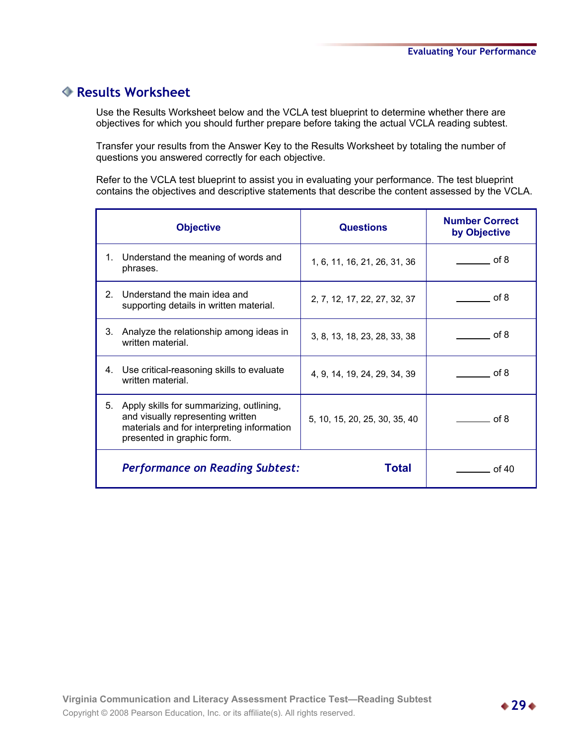## Results Worksheet

Use the Results Worksheet below and the VCLA test blueprint to determine whether there are objectives for which you should further prepare before taking the actual VCLA reading subtest.

Transfer your results from the Answer Key to the Results Worksheet by totaling the number of questions you answered correctly for each objective.

Refer to the VCLA test blueprint to assist you in evaluating your performance. The test blueprint contains the objectives and descriptive statements that describe the content assessed by the VCLA.

| Objective | Questions | Number Correct by Objective |
|---|---|---|
| 1. Understand the meaning of words and phrases. | 1, 6, 11, 16, 21, 26, 31, 36 | _____ of 8 |
| 2. Understand the main idea and supporting details in written material. | 2, 7, 12, 17, 22, 27, 32, 37 | _____ of 8 |
| 3. Analyze the relationship among ideas in written material. | 3, 8, 13, 18, 23, 28, 33, 38 | _____ of 8 |
| 4. Use critical-reasoning skills to evaluate written material. | 4, 9, 14, 19, 24, 29, 34, 39 | _____ of 8 |
| 5. Apply skills for summarizing, outlining, and visually representing written materials and for interpreting information presented in graphic form. | 5, 10, 15, 20, 25, 30, 35, 40 | _____ of 8 |
| ***Performance on Reading Subtest:*** | **Total** | _____ of 40 |